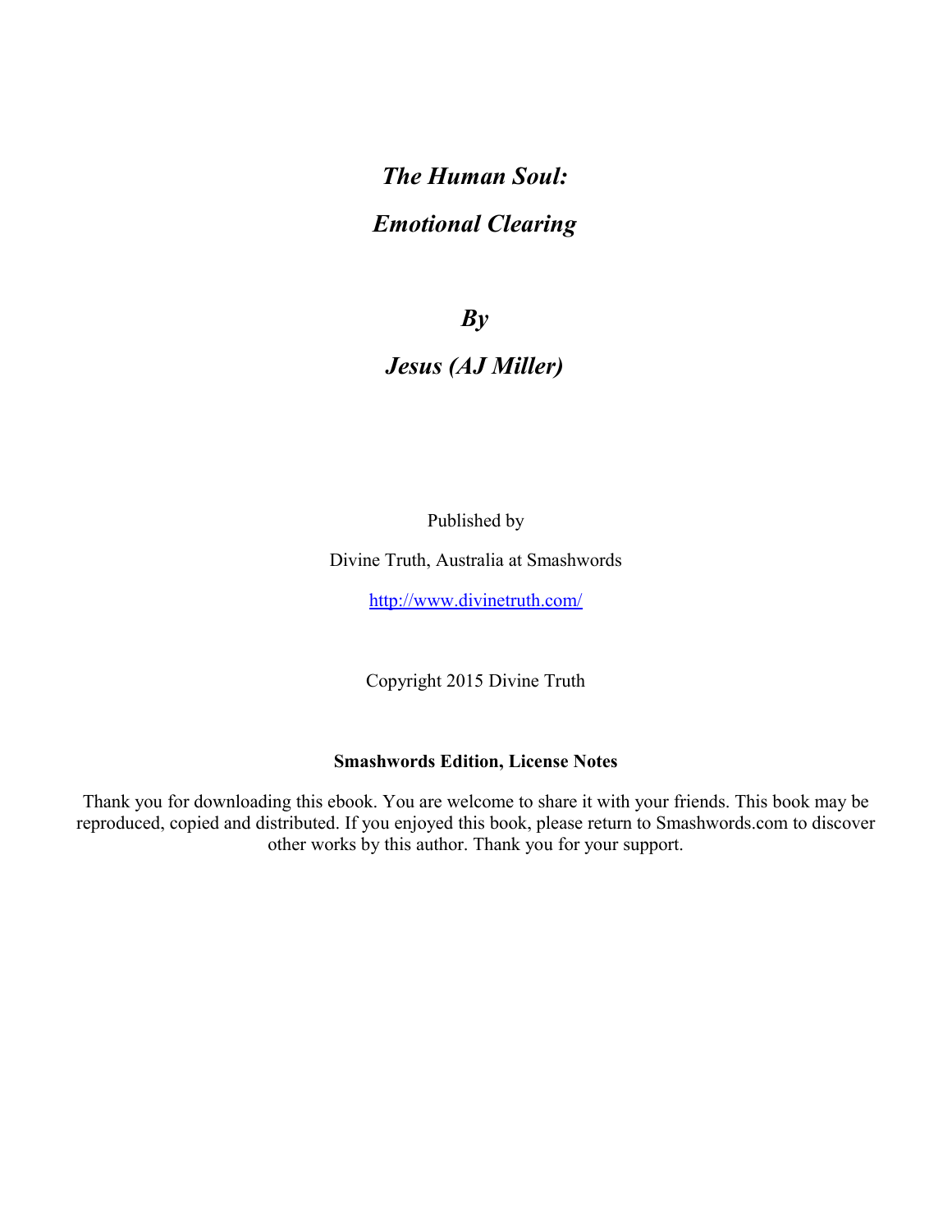# *The Human Soul:*

# *Emotional Clearing*

## *By*

## *Jesus (AJ Miller)*

Published by

Divine Truth, Australia at Smashwords

http://www.divinetruth.com/

Copyright 2015 Divine Truth

**Smashwords Edition, License Notes**

Thank you for downloading this ebook. You are welcome to share it with your friends. This book may be reproduced, copied and distributed. If you enjoyed this book, please return to Smashwords.com to discover other works by this author. Thank you for your support.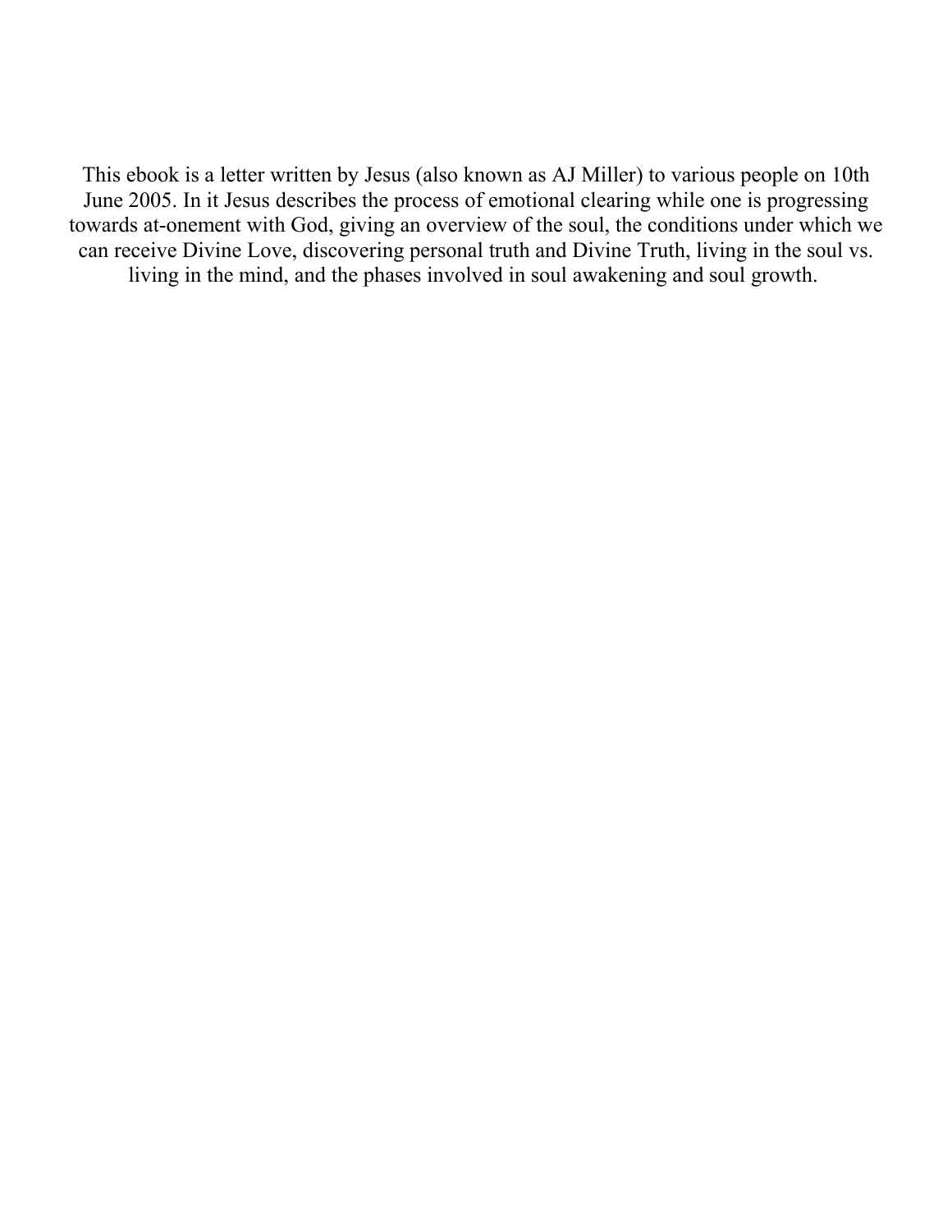This ebook is a letter written by Jesus (also known as AJ Miller) to various people on 10th June 2005. In it Jesus describes the process of emotional clearing while one is progressing towards at-onement with God, giving an overview of the soul, the conditions under which we can receive Divine Love, discovering personal truth and Divine Truth, living in the soul vs. living in the mind, and the phases involved in soul awakening and soul growth.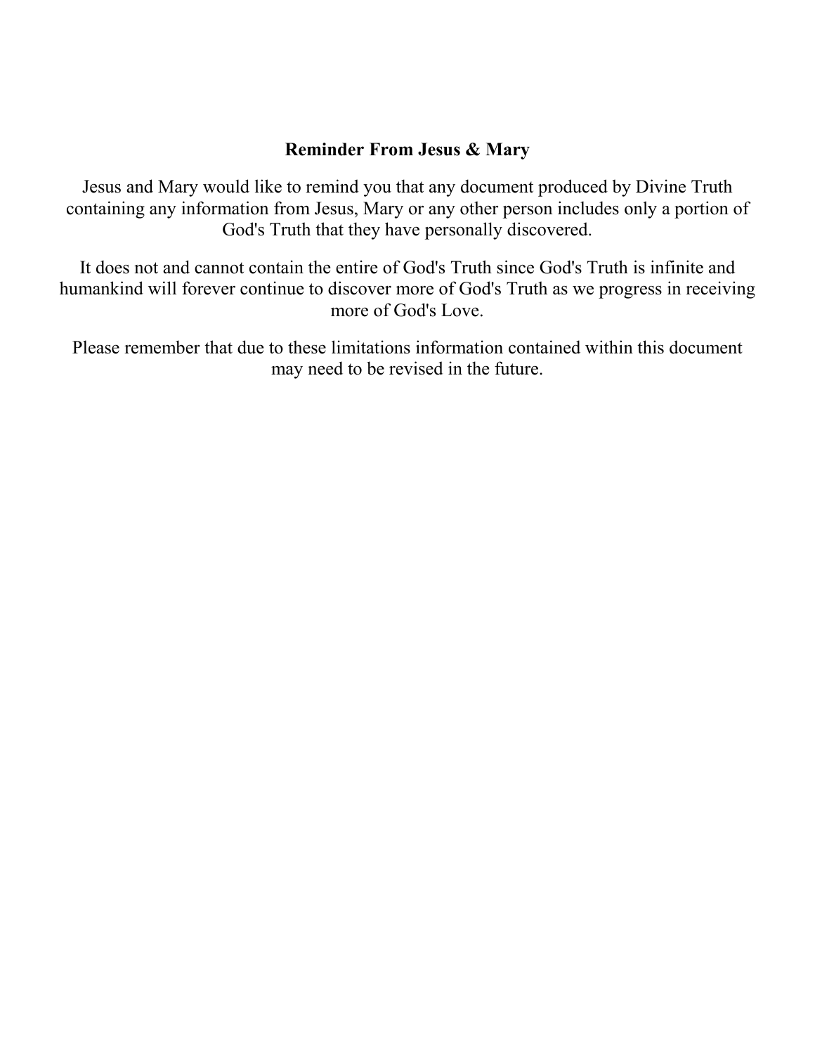**Reminder From Jesus & Mary**

Jesus and Mary would like to remind you that any document produced by Divine Truth containing any information from Jesus, Mary or any other person includes only a portion of God's Truth that they have personally discovered.

It does not and cannot contain the entire of God's Truth since God's Truth is infinite and humankind will forever continue to discover more of God's Truth as we progress in receiving more of God's Love.

Please remember that due to these limitations information contained within this document may need to be revised in the future.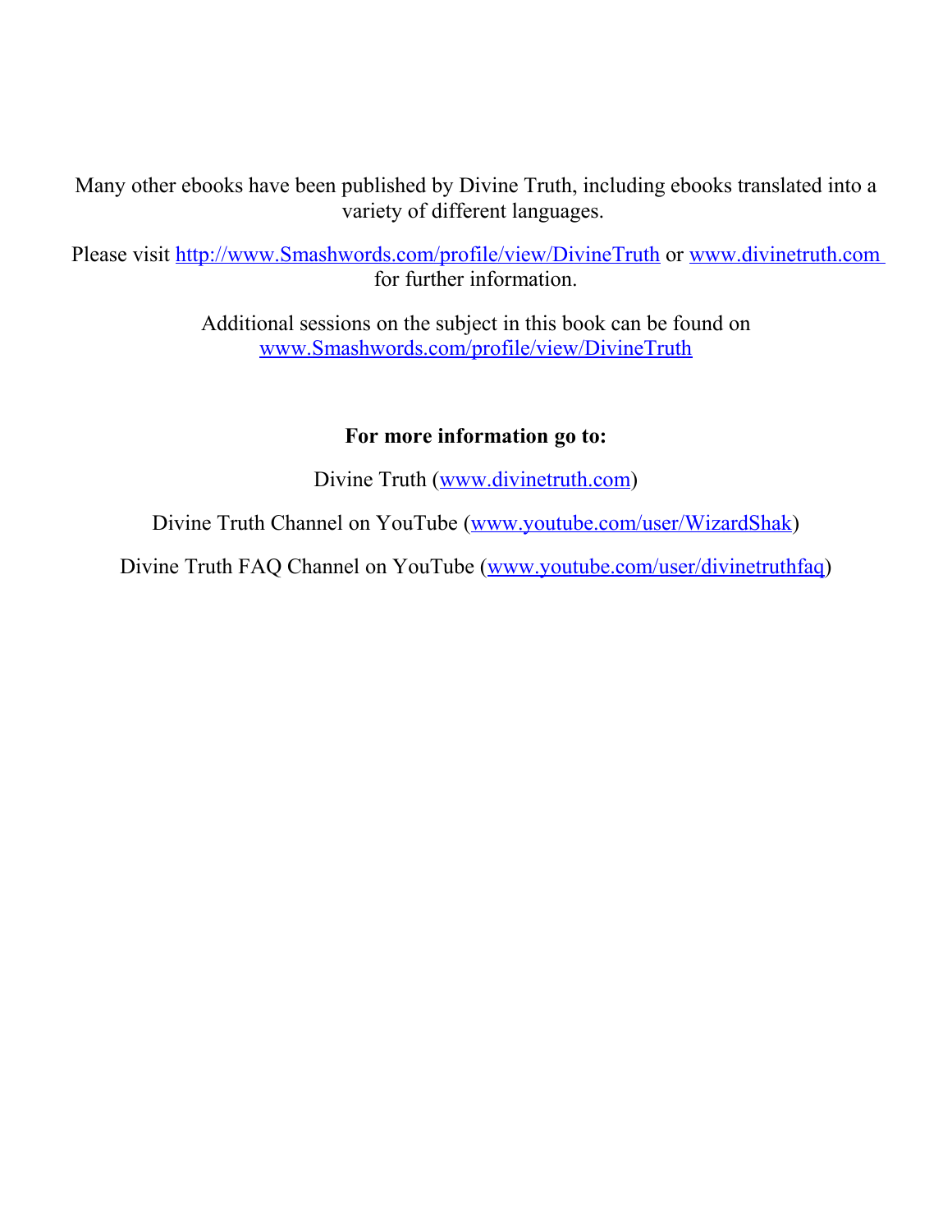Many other ebooks have been published by Divine Truth, including ebooks translated into a variety of different languages.

Please visit [http://www.Smashwords.com/profile/view/DivineTruth](http://www.Smashwords.com/profile/view/DivineTruth) or [www.divinetruth.com](http://www.divinetruth.com) for further information.

Additional sessions on the subject in this book can be found on [www.Smashwords.com/profile/view/DivineTruth](http://www.Smashwords.com/profile/view/DivineTruth)

**For more information go to:**

Divine Truth ([www.divinetruth.com](http://www.divinetruth.com))

Divine Truth Channel on YouTube ([www.youtube.com/user/WizardShak](http://www.youtube.com/user/WizardShak))

Divine Truth FAQ Channel on YouTube ([www.youtube.com/user/divinetruthfaq](http://www.youtube.com/user/divinetruthfaq))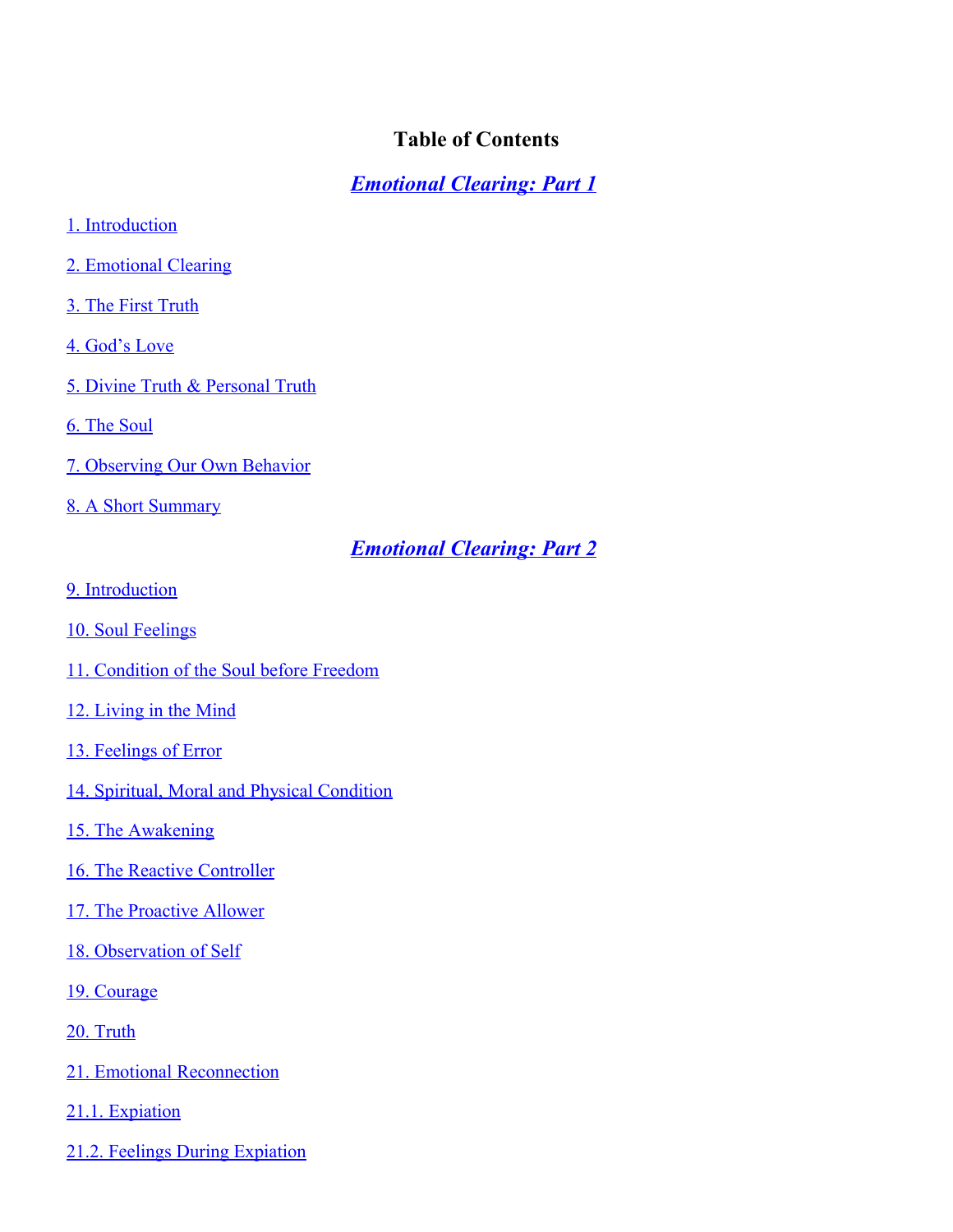# Table of Contents

## *Emotional Clearing: Part 1*

1. Introduction

2. Emotional Clearing

3. The First Truth

4. God's Love

5. Divine Truth & Personal Truth

6. The Soul

7. Observing Our Own Behavior

8. A Short Summary

## *Emotional Clearing: Part 2*

9. Introduction

10. Soul Feelings

11. Condition of the Soul before Freedom

12. Living in the Mind

13. Feelings of Error

14. Spiritual, Moral and Physical Condition

15. The Awakening

16. The Reactive Controller

17. The Proactive Allower

18. Observation of Self

19. Courage

20. Truth

21. Emotional Reconnection

21.1. Expiation

21.2. Feelings During Expiation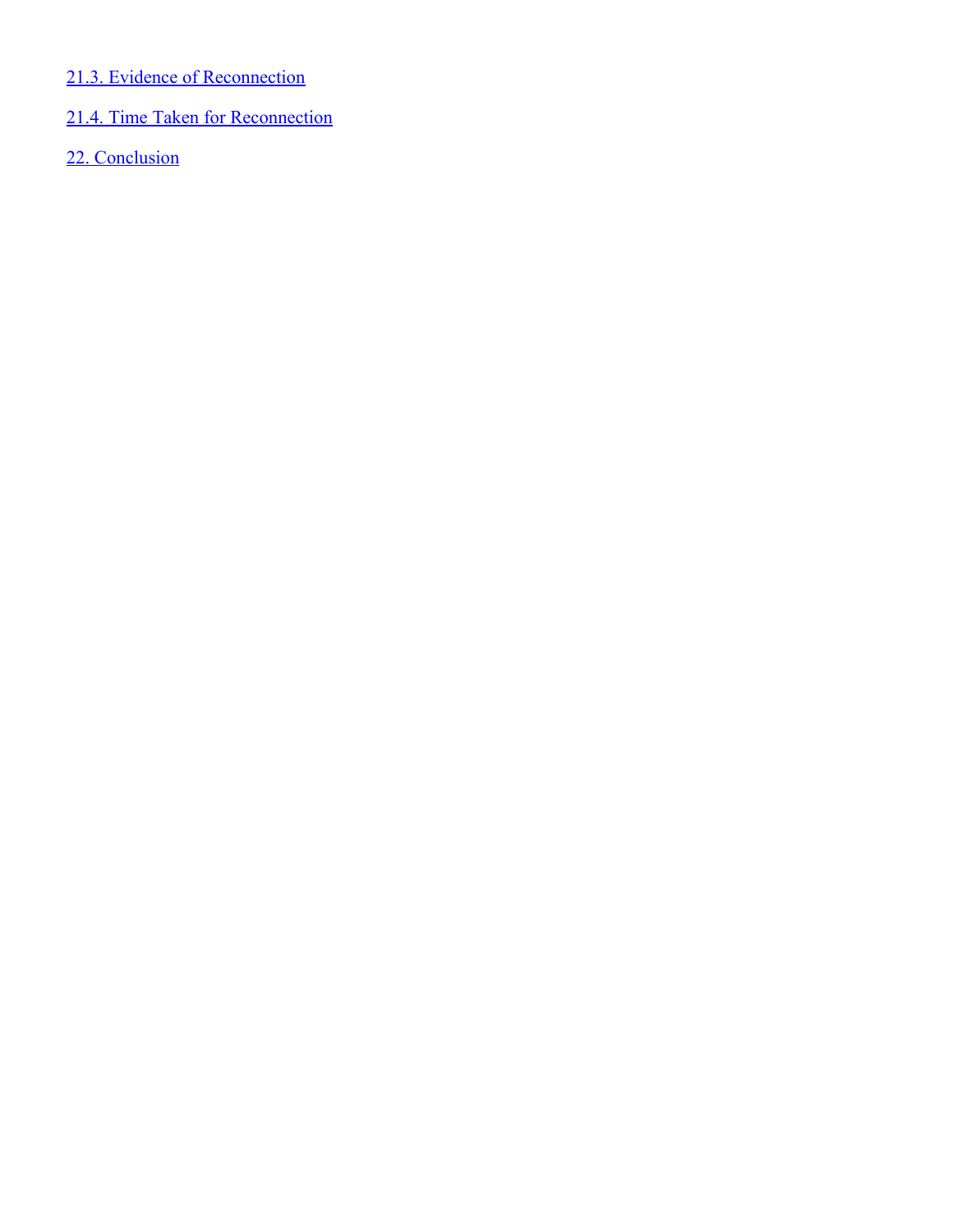[21.3. Evidence of Reconnection]

[21.4. Time Taken for Reconnection]

[22. Conclusion]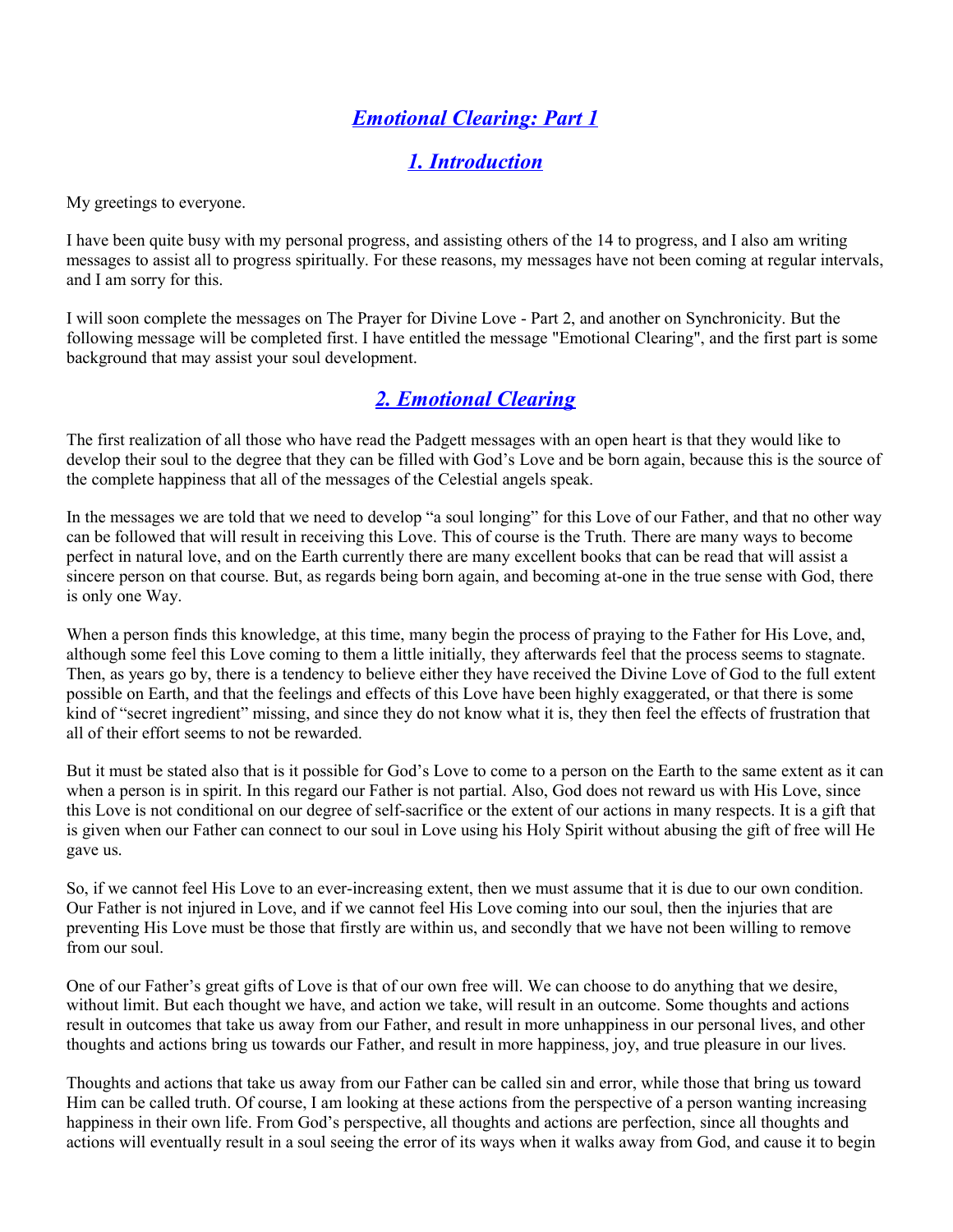# *Emotional Clearing: Part 1*

## *1. Introduction*

My greetings to everyone.

I have been quite busy with my personal progress, and assisting others of the 14 to progress, and I also am writing messages to assist all to progress spiritually. For these reasons, my messages have not been coming at regular intervals, and I am sorry for this.

I will soon complete the messages on The Prayer for Divine Love - Part 2, and another on Synchronicity. But the following message will be completed first. I have entitled the message "Emotional Clearing", and the first part is some background that may assist your soul development.

## *2. Emotional Clearing*

The first realization of all those who have read the Padgett messages with an open heart is that they would like to develop their soul to the degree that they can be filled with God's Love and be born again, because this is the source of the complete happiness that all of the messages of the Celestial angels speak.

In the messages we are told that we need to develop "a soul longing" for this Love of our Father, and that no other way can be followed that will result in receiving this Love. This of course is the Truth. There are many ways to become perfect in natural love, and on the Earth currently there are many excellent books that can be read that will assist a sincere person on that course. But, as regards being born again, and becoming at-one in the true sense with God, there is only one Way.

When a person finds this knowledge, at this time, many begin the process of praying to the Father for His Love, and, although some feel this Love coming to them a little initially, they afterwards feel that the process seems to stagnate. Then, as years go by, there is a tendency to believe either they have received the Divine Love of God to the full extent possible on Earth, and that the feelings and effects of this Love have been highly exaggerated, or that there is some kind of "secret ingredient" missing, and since they do not know what it is, they then feel the effects of frustration that all of their effort seems to not be rewarded.

But it must be stated also that is it possible for God's Love to come to a person on the Earth to the same extent as it can when a person is in spirit. In this regard our Father is not partial. Also, God does not reward us with His Love, since this Love is not conditional on our degree of self-sacrifice or the extent of our actions in many respects. It is a gift that is given when our Father can connect to our soul in Love using his Holy Spirit without abusing the gift of free will He gave us.

So, if we cannot feel His Love to an ever-increasing extent, then we must assume that it is due to our own condition. Our Father is not injured in Love, and if we cannot feel His Love coming into our soul, then the injuries that are preventing His Love must be those that firstly are within us, and secondly that we have not been willing to remove from our soul.

One of our Father's great gifts of Love is that of our own free will. We can choose to do anything that we desire, without limit. But each thought we have, and action we take, will result in an outcome. Some thoughts and actions result in outcomes that take us away from our Father, and result in more unhappiness in our personal lives, and other thoughts and actions bring us towards our Father, and result in more happiness, joy, and true pleasure in our lives.

Thoughts and actions that take us away from our Father can be called sin and error, while those that bring us toward Him can be called truth. Of course, I am looking at these actions from the perspective of a person wanting increasing happiness in their own life. From God's perspective, all thoughts and actions are perfection, since all thoughts and actions will eventually result in a soul seeing the error of its ways when it walks away from God, and cause it to begin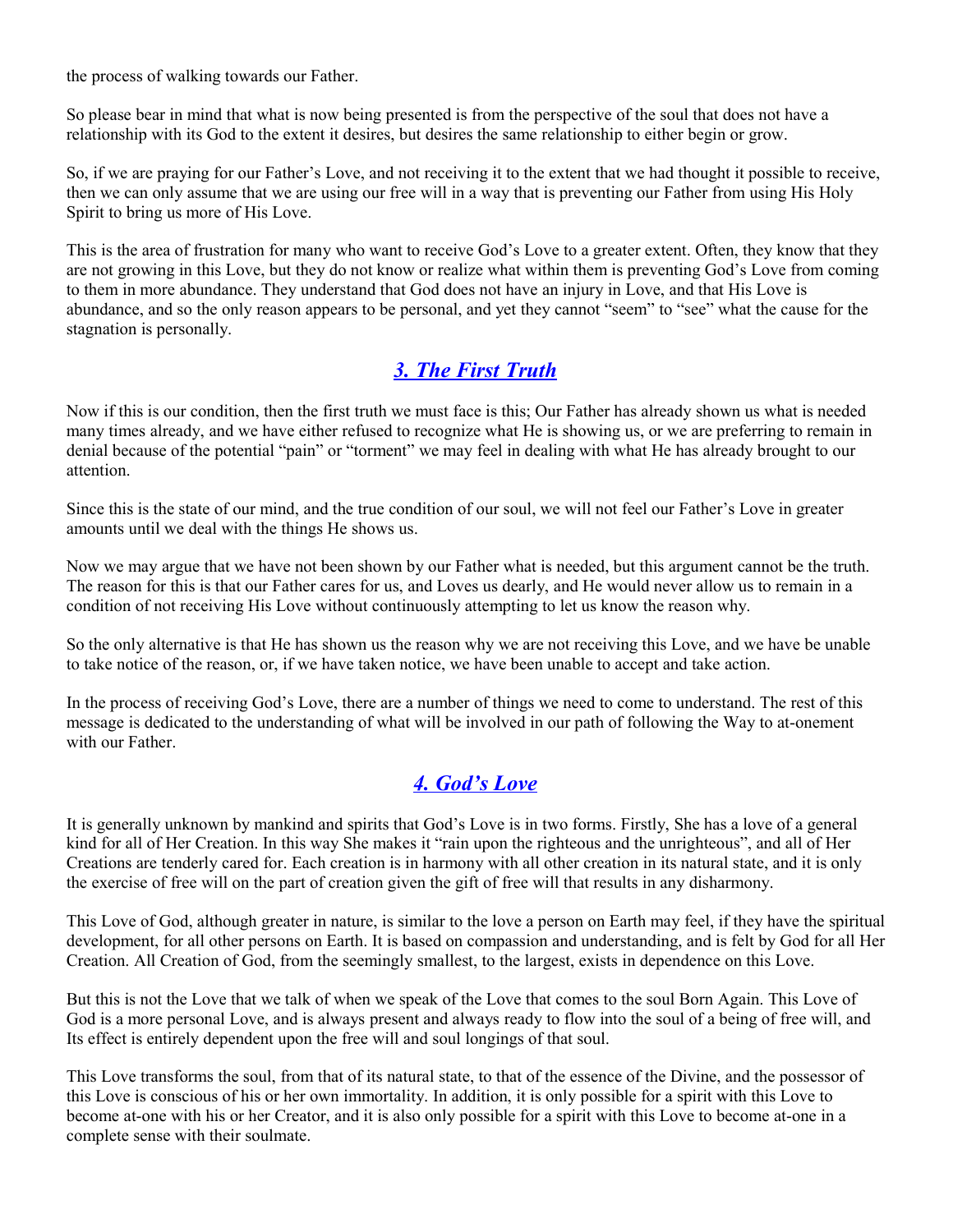the process of walking towards our Father.

So please bear in mind that what is now being presented is from the perspective of the soul that does not have a relationship with its God to the extent it desires, but desires the same relationship to either begin or grow.

So, if we are praying for our Father's Love, and not receiving it to the extent that we had thought it possible to receive, then we can only assume that we are using our free will in a way that is preventing our Father from using His Holy Spirit to bring us more of His Love.

This is the area of frustration for many who want to receive God's Love to a greater extent. Often, they know that they are not growing in this Love, but they do not know or realize what within them is preventing God's Love from coming to them in more abundance. They understand that God does not have an injury in Love, and that His Love is abundance, and so the only reason appears to be personal, and yet they cannot "seem" to "see" what the cause for the stagnation is personally.

## *3. The First Truth*

Now if this is our condition, then the first truth we must face is this; Our Father has already shown us what is needed many times already, and we have either refused to recognize what He is showing us, or we are preferring to remain in denial because of the potential "pain" or "torment" we may feel in dealing with what He has already brought to our attention.

Since this is the state of our mind, and the true condition of our soul, we will not feel our Father's Love in greater amounts until we deal with the things He shows us.

Now we may argue that we have not been shown by our Father what is needed, but this argument cannot be the truth. The reason for this is that our Father cares for us, and Loves us dearly, and He would never allow us to remain in a condition of not receiving His Love without continuously attempting to let us know the reason why.

So the only alternative is that He has shown us the reason why we are not receiving this Love, and we have be unable to take notice of the reason, or, if we have taken notice, we have been unable to accept and take action.

In the process of receiving God's Love, there are a number of things we need to come to understand. The rest of this message is dedicated to the understanding of what will be involved in our path of following the Way to at-onement with our Father.

## *4. God's Love*

It is generally unknown by mankind and spirits that God's Love is in two forms. Firstly, She has a love of a general kind for all of Her Creation. In this way She makes it "rain upon the righteous and the unrighteous", and all of Her Creations are tenderly cared for. Each creation is in harmony with all other creation in its natural state, and it is only the exercise of free will on the part of creation given the gift of free will that results in any disharmony.

This Love of God, although greater in nature, is similar to the love a person on Earth may feel, if they have the spiritual development, for all other persons on Earth. It is based on compassion and understanding, and is felt by God for all Her Creation. All Creation of God, from the seemingly smallest, to the largest, exists in dependence on this Love.

But this is not the Love that we talk of when we speak of the Love that comes to the soul Born Again. This Love of God is a more personal Love, and is always present and always ready to flow into the soul of a being of free will, and Its effect is entirely dependent upon the free will and soul longings of that soul.

This Love transforms the soul, from that of its natural state, to that of the essence of the Divine, and the possessor of this Love is conscious of his or her own immortality. In addition, it is only possible for a spirit with this Love to become at-one with his or her Creator, and it is also only possible for a spirit with this Love to become at-one in a complete sense with their soulmate.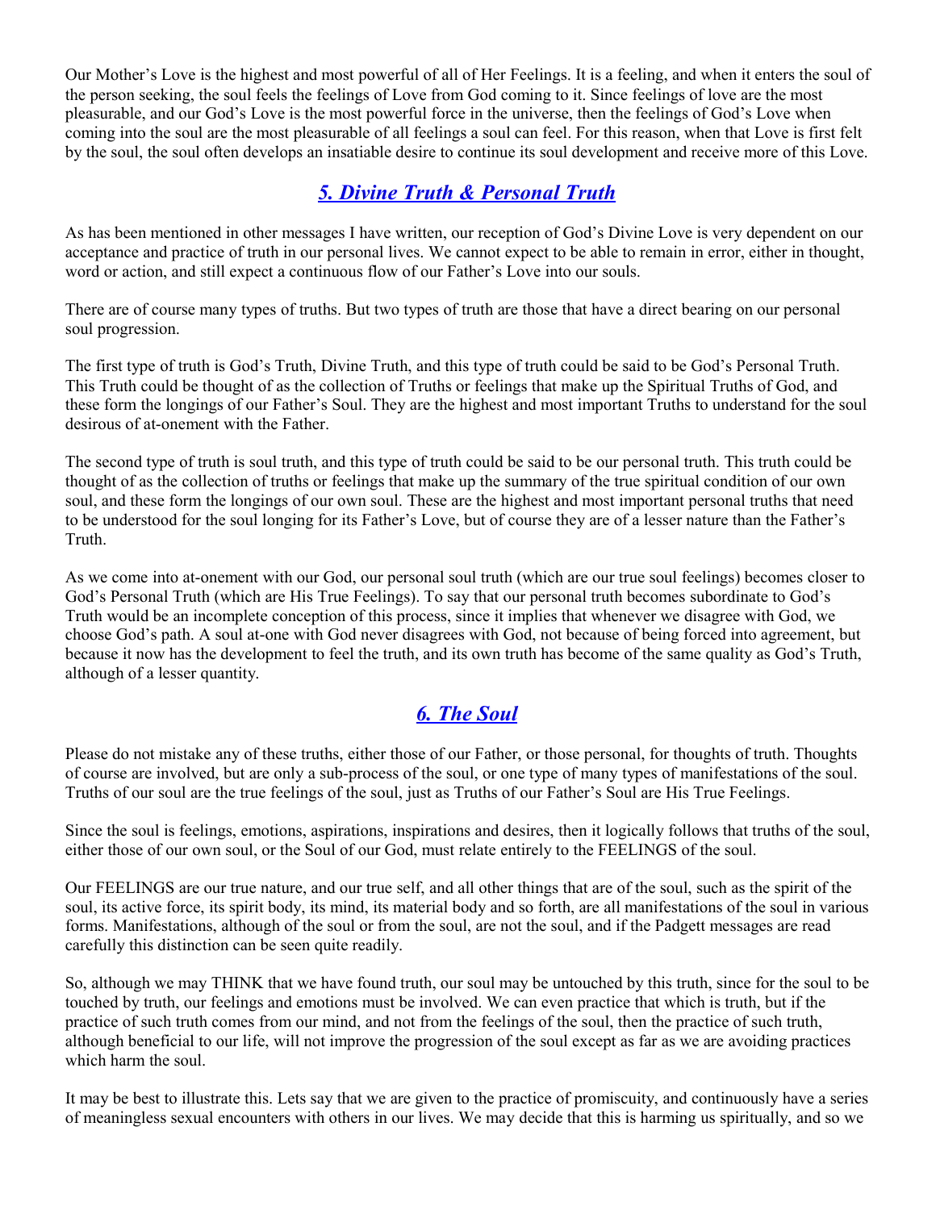Our Mother's Love is the highest and most powerful of all of Her Feelings. It is a feeling, and when it enters the soul of the person seeking, the soul feels the feelings of Love from God coming to it. Since feelings of love are the most pleasurable, and our God's Love is the most powerful force in the universe, then the feelings of God's Love when coming into the soul are the most pleasurable of all feelings a soul can feel. For this reason, when that Love is first felt by the soul, the soul often develops an insatiable desire to continue its soul development and receive more of this Love.

## *5. Divine Truth & Personal Truth*

As has been mentioned in other messages I have written, our reception of God's Divine Love is very dependent on our acceptance and practice of truth in our personal lives. We cannot expect to be able to remain in error, either in thought, word or action, and still expect a continuous flow of our Father's Love into our souls.

There are of course many types of truths. But two types of truth are those that have a direct bearing on our personal soul progression.

The first type of truth is God's Truth, Divine Truth, and this type of truth could be said to be God's Personal Truth. This Truth could be thought of as the collection of Truths or feelings that make up the Spiritual Truths of God, and these form the longings of our Father's Soul. They are the highest and most important Truths to understand for the soul desirous of at-onement with the Father.

The second type of truth is soul truth, and this type of truth could be said to be our personal truth. This truth could be thought of as the collection of truths or feelings that make up the summary of the true spiritual condition of our own soul, and these form the longings of our own soul. These are the highest and most important personal truths that need to be understood for the soul longing for its Father's Love, but of course they are of a lesser nature than the Father's Truth.

As we come into at-onement with our God, our personal soul truth (which are our true soul feelings) becomes closer to God's Personal Truth (which are His True Feelings). To say that our personal truth becomes subordinate to God's Truth would be an incomplete conception of this process, since it implies that whenever we disagree with God, we choose God's path. A soul at-one with God never disagrees with God, not because of being forced into agreement, but because it now has the development to feel the truth, and its own truth has become of the same quality as God's Truth, although of a lesser quantity.

## *6. The Soul*

Please do not mistake any of these truths, either those of our Father, or those personal, for thoughts of truth. Thoughts of course are involved, but are only a sub-process of the soul, or one type of many types of manifestations of the soul. Truths of our soul are the true feelings of the soul, just as Truths of our Father's Soul are His True Feelings.

Since the soul is feelings, emotions, aspirations, inspirations and desires, then it logically follows that truths of the soul, either those of our own soul, or the Soul of our God, must relate entirely to the FEELINGS of the soul.

Our FEELINGS are our true nature, and our true self, and all other things that are of the soul, such as the spirit of the soul, its active force, its spirit body, its mind, its material body and so forth, are all manifestations of the soul in various forms. Manifestations, although of the soul or from the soul, are not the soul, and if the Padgett messages are read carefully this distinction can be seen quite readily.

So, although we may THINK that we have found truth, our soul may be untouched by this truth, since for the soul to be touched by truth, our feelings and emotions must be involved. We can even practice that which is truth, but if the practice of such truth comes from our mind, and not from the feelings of the soul, then the practice of such truth, although beneficial to our life, will not improve the progression of the soul except as far as we are avoiding practices which harm the soul.

It may be best to illustrate this. Lets say that we are given to the practice of promiscuity, and continuously have a series of meaningless sexual encounters with others in our lives. We may decide that this is harming us spiritually, and so we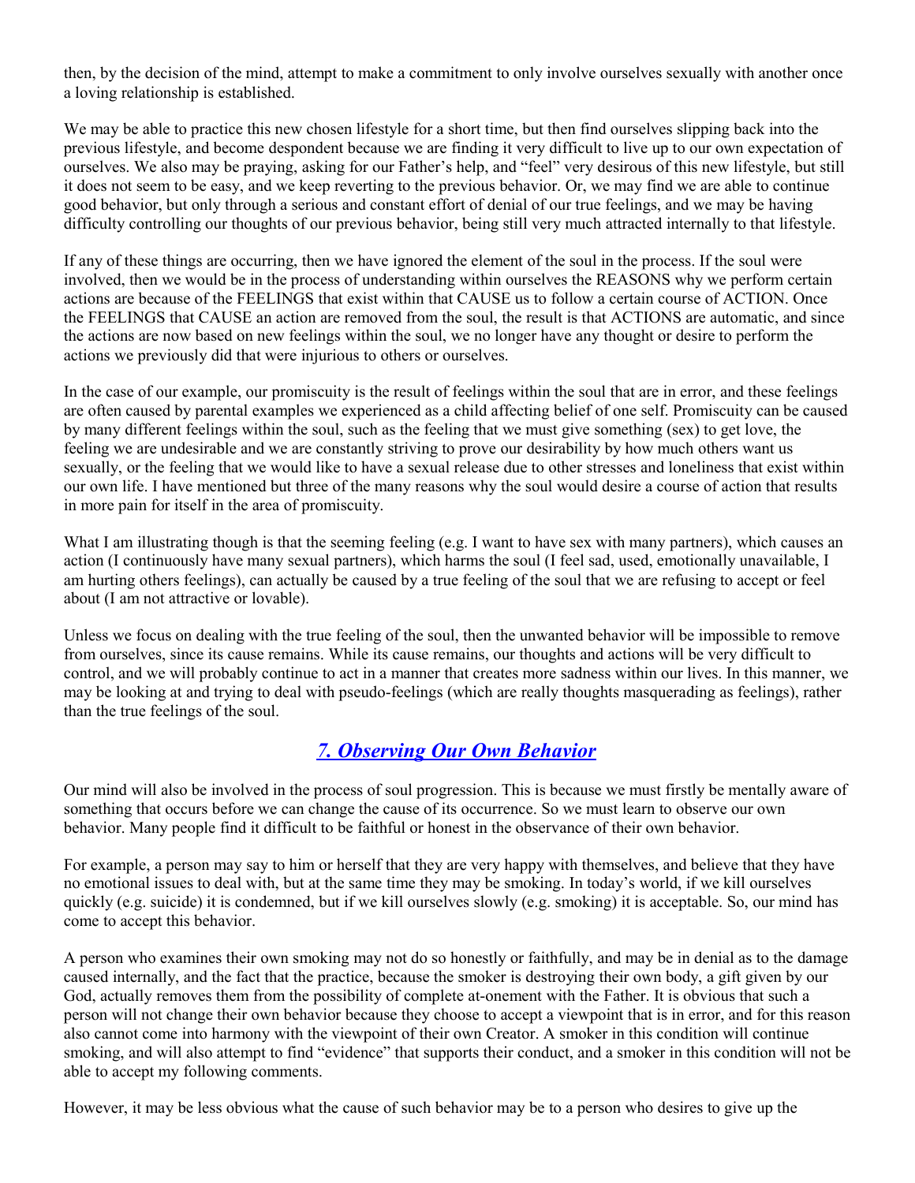then, by the decision of the mind, attempt to make a commitment to only involve ourselves sexually with another once a loving relationship is established.

We may be able to practice this new chosen lifestyle for a short time, but then find ourselves slipping back into the previous lifestyle, and become despondent because we are finding it very difficult to live up to our own expectation of ourselves. We also may be praying, asking for our Father's help, and "feel" very desirous of this new lifestyle, but still it does not seem to be easy, and we keep reverting to the previous behavior. Or, we may find we are able to continue good behavior, but only through a serious and constant effort of denial of our true feelings, and we may be having difficulty controlling our thoughts of our previous behavior, being still very much attracted internally to that lifestyle.

If any of these things are occurring, then we have ignored the element of the soul in the process. If the soul were involved, then we would be in the process of understanding within ourselves the REASONS why we perform certain actions are because of the FEELINGS that exist within that CAUSE us to follow a certain course of ACTION. Once the FEELINGS that CAUSE an action are removed from the soul, the result is that ACTIONS are automatic, and since the actions are now based on new feelings within the soul, we no longer have any thought or desire to perform the actions we previously did that were injurious to others or ourselves.

In the case of our example, our promiscuity is the result of feelings within the soul that are in error, and these feelings are often caused by parental examples we experienced as a child affecting belief of one self. Promiscuity can be caused by many different feelings within the soul, such as the feeling that we must give something (sex) to get love, the feeling we are undesirable and we are constantly striving to prove our desirability by how much others want us sexually, or the feeling that we would like to have a sexual release due to other stresses and loneliness that exist within our own life. I have mentioned but three of the many reasons why the soul would desire a course of action that results in more pain for itself in the area of promiscuity.

What I am illustrating though is that the seeming feeling (e.g. I want to have sex with many partners), which causes an action (I continuously have many sexual partners), which harms the soul (I feel sad, used, emotionally unavailable, I am hurting others feelings), can actually be caused by a true feeling of the soul that we are refusing to accept or feel about (I am not attractive or lovable).

Unless we focus on dealing with the true feeling of the soul, then the unwanted behavior will be impossible to remove from ourselves, since its cause remains. While its cause remains, our thoughts and actions will be very difficult to control, and we will probably continue to act in a manner that creates more sadness within our lives. In this manner, we may be looking at and trying to deal with pseudo-feelings (which are really thoughts masquerading as feelings), rather than the true feelings of the soul.

## *7. Observing Our Own Behavior*

Our mind will also be involved in the process of soul progression. This is because we must firstly be mentally aware of something that occurs before we can change the cause of its occurrence. So we must learn to observe our own behavior. Many people find it difficult to be faithful or honest in the observance of their own behavior.

For example, a person may say to him or herself that they are very happy with themselves, and believe that they have no emotional issues to deal with, but at the same time they may be smoking. In today's world, if we kill ourselves quickly (e.g. suicide) it is condemned, but if we kill ourselves slowly (e.g. smoking) it is acceptable. So, our mind has come to accept this behavior.

A person who examines their own smoking may not do so honestly or faithfully, and may be in denial as to the damage caused internally, and the fact that the practice, because the smoker is destroying their own body, a gift given by our God, actually removes them from the possibility of complete at-onement with the Father. It is obvious that such a person will not change their own behavior because they choose to accept a viewpoint that is in error, and for this reason also cannot come into harmony with the viewpoint of their own Creator. A smoker in this condition will continue smoking, and will also attempt to find "evidence" that supports their conduct, and a smoker in this condition will not be able to accept my following comments.

However, it may be less obvious what the cause of such behavior may be to a person who desires to give up the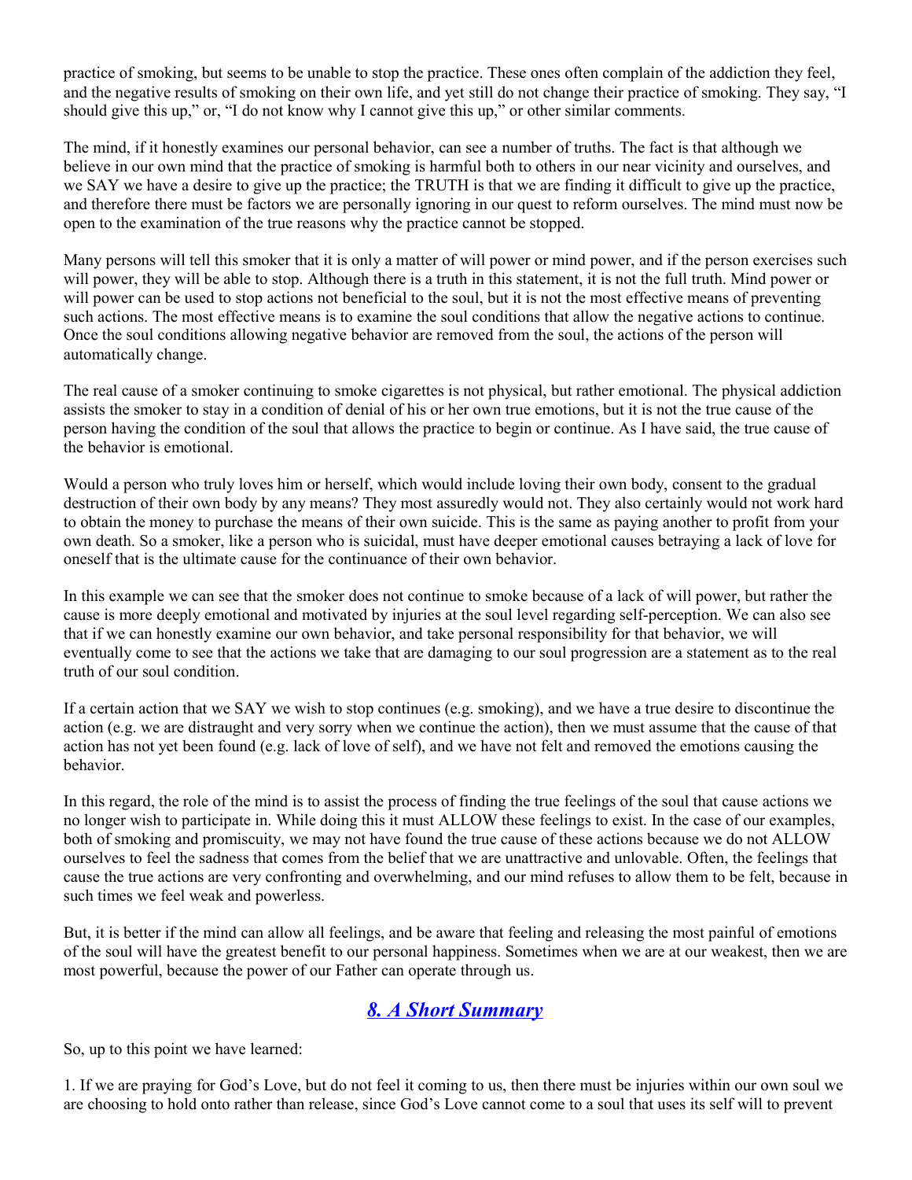practice of smoking, but seems to be unable to stop the practice. These ones often complain of the addiction they feel, and the negative results of smoking on their own life, and yet still do not change their practice of smoking. They say, "I should give this up," or, "I do not know why I cannot give this up," or other similar comments.

The mind, if it honestly examines our personal behavior, can see a number of truths. The fact is that although we believe in our own mind that the practice of smoking is harmful both to others in our near vicinity and ourselves, and we SAY we have a desire to give up the practice; the TRUTH is that we are finding it difficult to give up the practice, and therefore there must be factors we are personally ignoring in our quest to reform ourselves. The mind must now be open to the examination of the true reasons why the practice cannot be stopped.

Many persons will tell this smoker that it is only a matter of will power or mind power, and if the person exercises such will power, they will be able to stop. Although there is a truth in this statement, it is not the full truth. Mind power or will power can be used to stop actions not beneficial to the soul, but it is not the most effective means of preventing such actions. The most effective means is to examine the soul conditions that allow the negative actions to continue. Once the soul conditions allowing negative behavior are removed from the soul, the actions of the person will automatically change.

The real cause of a smoker continuing to smoke cigarettes is not physical, but rather emotional. The physical addiction assists the smoker to stay in a condition of denial of his or her own true emotions, but it is not the true cause of the person having the condition of the soul that allows the practice to begin or continue. As I have said, the true cause of the behavior is emotional.

Would a person who truly loves him or herself, which would include loving their own body, consent to the gradual destruction of their own body by any means? They most assuredly would not. They also certainly would not work hard to obtain the money to purchase the means of their own suicide. This is the same as paying another to profit from your own death. So a smoker, like a person who is suicidal, must have deeper emotional causes betraying a lack of love for oneself that is the ultimate cause for the continuance of their own behavior.

In this example we can see that the smoker does not continue to smoke because of a lack of will power, but rather the cause is more deeply emotional and motivated by injuries at the soul level regarding self-perception. We can also see that if we can honestly examine our own behavior, and take personal responsibility for that behavior, we will eventually come to see that the actions we take that are damaging to our soul progression are a statement as to the real truth of our soul condition.

If a certain action that we SAY we wish to stop continues (e.g. smoking), and we have a true desire to discontinue the action (e.g. we are distraught and very sorry when we continue the action), then we must assume that the cause of that action has not yet been found (e.g. lack of love of self), and we have not felt and removed the emotions causing the behavior.

In this regard, the role of the mind is to assist the process of finding the true feelings of the soul that cause actions we no longer wish to participate in. While doing this it must ALLOW these feelings to exist. In the case of our examples, both of smoking and promiscuity, we may not have found the true cause of these actions because we do not ALLOW ourselves to feel the sadness that comes from the belief that we are unattractive and unlovable. Often, the feelings that cause the true actions are very confronting and overwhelming, and our mind refuses to allow them to be felt, because in such times we feel weak and powerless.

But, it is better if the mind can allow all feelings, and be aware that feeling and releasing the most painful of emotions of the soul will have the greatest benefit to our personal happiness. Sometimes when we are at our weakest, then we are most powerful, because the power of our Father can operate through us.

## *8. A Short Summary*

So, up to this point we have learned:

1. If we are praying for God's Love, but do not feel it coming to us, then there must be injuries within our own soul we are choosing to hold onto rather than release, since God's Love cannot come to a soul that uses its self will to prevent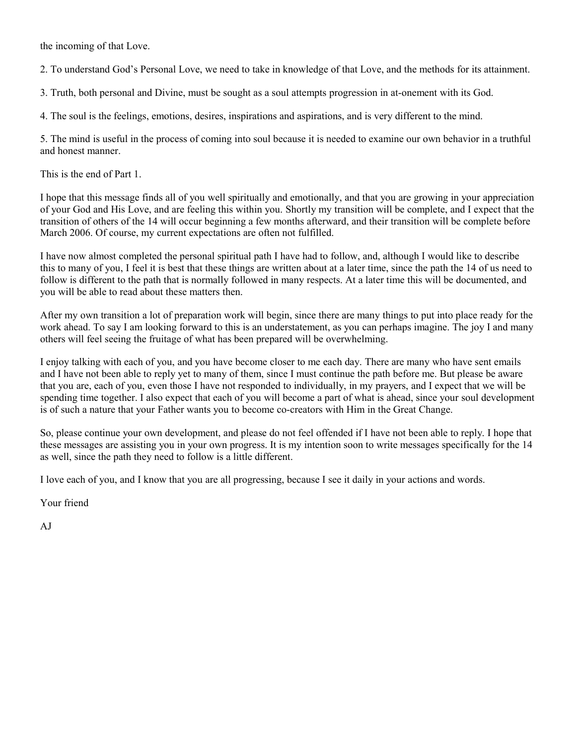the incoming of that Love.

2. To understand God's Personal Love, we need to take in knowledge of that Love, and the methods for its attainment.

3. Truth, both personal and Divine, must be sought as a soul attempts progression in at-onement with its God.

4. The soul is the feelings, emotions, desires, inspirations and aspirations, and is very different to the mind.

5. The mind is useful in the process of coming into soul because it is needed to examine our own behavior in a truthful and honest manner.

This is the end of Part 1.

I hope that this message finds all of you well spiritually and emotionally, and that you are growing in your appreciation of your God and His Love, and are feeling this within you. Shortly my transition will be complete, and I expect that the transition of others of the 14 will occur beginning a few months afterward, and their transition will be complete before March 2006. Of course, my current expectations are often not fulfilled.

I have now almost completed the personal spiritual path I have had to follow, and, although I would like to describe this to many of you, I feel it is best that these things are written about at a later time, since the path the 14 of us need to follow is different to the path that is normally followed in many respects. At a later time this will be documented, and you will be able to read about these matters then.

After my own transition a lot of preparation work will begin, since there are many things to put into place ready for the work ahead. To say I am looking forward to this is an understatement, as you can perhaps imagine. The joy I and many others will feel seeing the fruitage of what has been prepared will be overwhelming.

I enjoy talking with each of you, and you have become closer to me each day. There are many who have sent emails and I have not been able to reply yet to many of them, since I must continue the path before me. But please be aware that you are, each of you, even those I have not responded to individually, in my prayers, and I expect that we will be spending time together. I also expect that each of you will become a part of what is ahead, since your soul development is of such a nature that your Father wants you to become co-creators with Him in the Great Change.

So, please continue your own development, and please do not feel offended if I have not been able to reply. I hope that these messages are assisting you in your own progress. It is my intention soon to write messages specifically for the 14 as well, since the path they need to follow is a little different.

I love each of you, and I know that you are all progressing, because I see it daily in your actions and words.

Your friend

AJ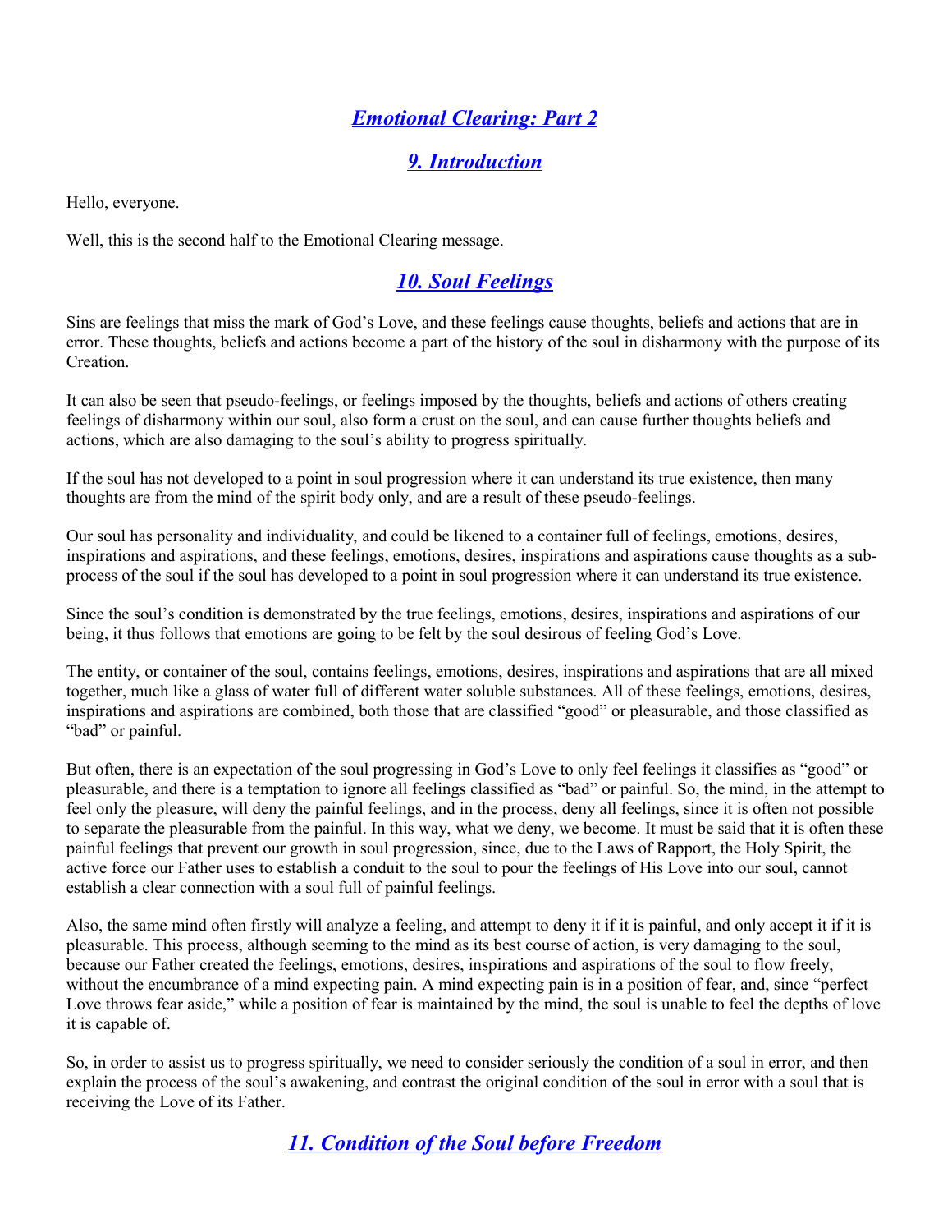# *Emotional Clearing: Part 2*

## *9. Introduction*

Hello, everyone.

Well, this is the second half to the Emotional Clearing message.

## *10. Soul Feelings*

Sins are feelings that miss the mark of God's Love, and these feelings cause thoughts, beliefs and actions that are in error. These thoughts, beliefs and actions become a part of the history of the soul in disharmony with the purpose of its Creation.

It can also be seen that pseudo-feelings, or feelings imposed by the thoughts, beliefs and actions of others creating feelings of disharmony within our soul, also form a crust on the soul, and can cause further thoughts beliefs and actions, which are also damaging to the soul's ability to progress spiritually.

If the soul has not developed to a point in soul progression where it can understand its true existence, then many thoughts are from the mind of the spirit body only, and are a result of these pseudo-feelings.

Our soul has personality and individuality, and could be likened to a container full of feelings, emotions, desires, inspirations and aspirations, and these feelings, emotions, desires, inspirations and aspirations cause thoughts as a sub-process of the soul if the soul has developed to a point in soul progression where it can understand its true existence.

Since the soul's condition is demonstrated by the true feelings, emotions, desires, inspirations and aspirations of our being, it thus follows that emotions are going to be felt by the soul desirous of feeling God's Love.

The entity, or container of the soul, contains feelings, emotions, desires, inspirations and aspirations that are all mixed together, much like a glass of water full of different water soluble substances. All of these feelings, emotions, desires, inspirations and aspirations are combined, both those that are classified "good" or pleasurable, and those classified as "bad" or painful.

But often, there is an expectation of the soul progressing in God's Love to only feel feelings it classifies as "good" or pleasurable, and there is a temptation to ignore all feelings classified as "bad" or painful. So, the mind, in the attempt to feel only the pleasure, will deny the painful feelings, and in the process, deny all feelings, since it is often not possible to separate the pleasurable from the painful. In this way, what we deny, we become. It must be said that it is often these painful feelings that prevent our growth in soul progression, since, due to the Laws of Rapport, the Holy Spirit, the active force our Father uses to establish a conduit to the soul to pour the feelings of His Love into our soul, cannot establish a clear connection with a soul full of painful feelings.

Also, the same mind often firstly will analyze a feeling, and attempt to deny it if it is painful, and only accept it if it is pleasurable. This process, although seeming to the mind as its best course of action, is very damaging to the soul, because our Father created the feelings, emotions, desires, inspirations and aspirations of the soul to flow freely, without the encumbrance of a mind expecting pain. A mind expecting pain is in a position of fear, and, since "perfect Love throws fear aside," while a position of fear is maintained by the mind, the soul is unable to feel the depths of love it is capable of.

So, in order to assist us to progress spiritually, we need to consider seriously the condition of a soul in error, and then explain the process of the soul's awakening, and contrast the original condition of the soul in error with a soul that is receiving the Love of its Father.

## *11. Condition of the Soul before Freedom*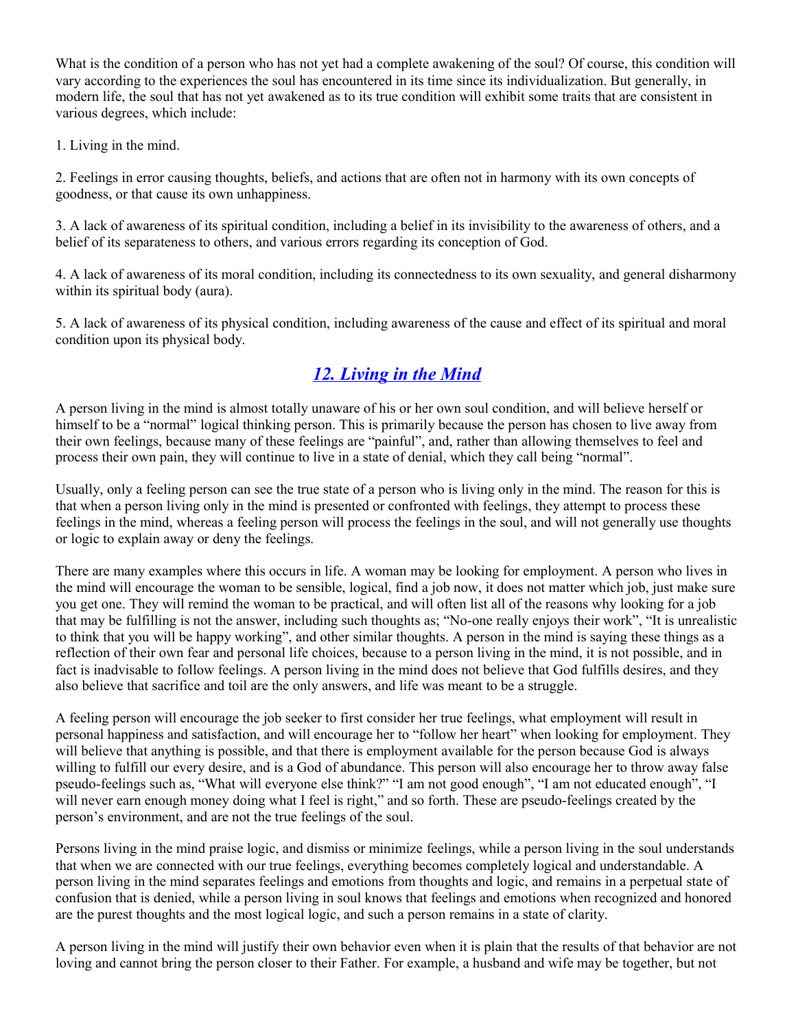What is the condition of a person who has not yet had a complete awakening of the soul? Of course, this condition will vary according to the experiences the soul has encountered in its time since its individualization. But generally, in modern life, the soul that has not yet awakened as to its true condition will exhibit some traits that are consistent in various degrees, which include:

1. Living in the mind.

2. Feelings in error causing thoughts, beliefs, and actions that are often not in harmony with its own concepts of goodness, or that cause its own unhappiness.

3. A lack of awareness of its spiritual condition, including a belief in its invisibility to the awareness of others, and a belief of its separateness to others, and various errors regarding its conception of God.

4. A lack of awareness of its moral condition, including its connectedness to its own sexuality, and general disharmony within its spiritual body (aura).

5. A lack of awareness of its physical condition, including awareness of the cause and effect of its spiritual and moral condition upon its physical body.

## *12. Living in the Mind*

A person living in the mind is almost totally unaware of his or her own soul condition, and will believe herself or himself to be a "normal" logical thinking person. This is primarily because the person has chosen to live away from their own feelings, because many of these feelings are "painful", and, rather than allowing themselves to feel and process their own pain, they will continue to live in a state of denial, which they call being "normal".

Usually, only a feeling person can see the true state of a person who is living only in the mind. The reason for this is that when a person living only in the mind is presented or confronted with feelings, they attempt to process these feelings in the mind, whereas a feeling person will process the feelings in the soul, and will not generally use thoughts or logic to explain away or deny the feelings.

There are many examples where this occurs in life. A woman may be looking for employment. A person who lives in the mind will encourage the woman to be sensible, logical, find a job now, it does not matter which job, just make sure you get one. They will remind the woman to be practical, and will often list all of the reasons why looking for a job that may be fulfilling is not the answer, including such thoughts as; "No-one really enjoys their work", "It is unrealistic to think that you will be happy working", and other similar thoughts. A person in the mind is saying these things as a reflection of their own fear and personal life choices, because to a person living in the mind, it is not possible, and in fact is inadvisable to follow feelings. A person living in the mind does not believe that God fulfills desires, and they also believe that sacrifice and toil are the only answers, and life was meant to be a struggle.

A feeling person will encourage the job seeker to first consider her true feelings, what employment will result in personal happiness and satisfaction, and will encourage her to "follow her heart" when looking for employment. They will believe that anything is possible, and that there is employment available for the person because God is always willing to fulfill our every desire, and is a God of abundance. This person will also encourage her to throw away false pseudo-feelings such as, "What will everyone else think?" "I am not good enough", "I am not educated enough", "I will never earn enough money doing what I feel is right," and so forth. These are pseudo-feelings created by the person's environment, and are not the true feelings of the soul.

Persons living in the mind praise logic, and dismiss or minimize feelings, while a person living in the soul understands that when we are connected with our true feelings, everything becomes completely logical and understandable. A person living in the mind separates feelings and emotions from thoughts and logic, and remains in a perpetual state of confusion that is denied, while a person living in soul knows that feelings and emotions when recognized and honored are the purest thoughts and the most logical logic, and such a person remains in a state of clarity.

A person living in the mind will justify their own behavior even when it is plain that the results of that behavior are not loving and cannot bring the person closer to their Father. For example, a husband and wife may be together, but not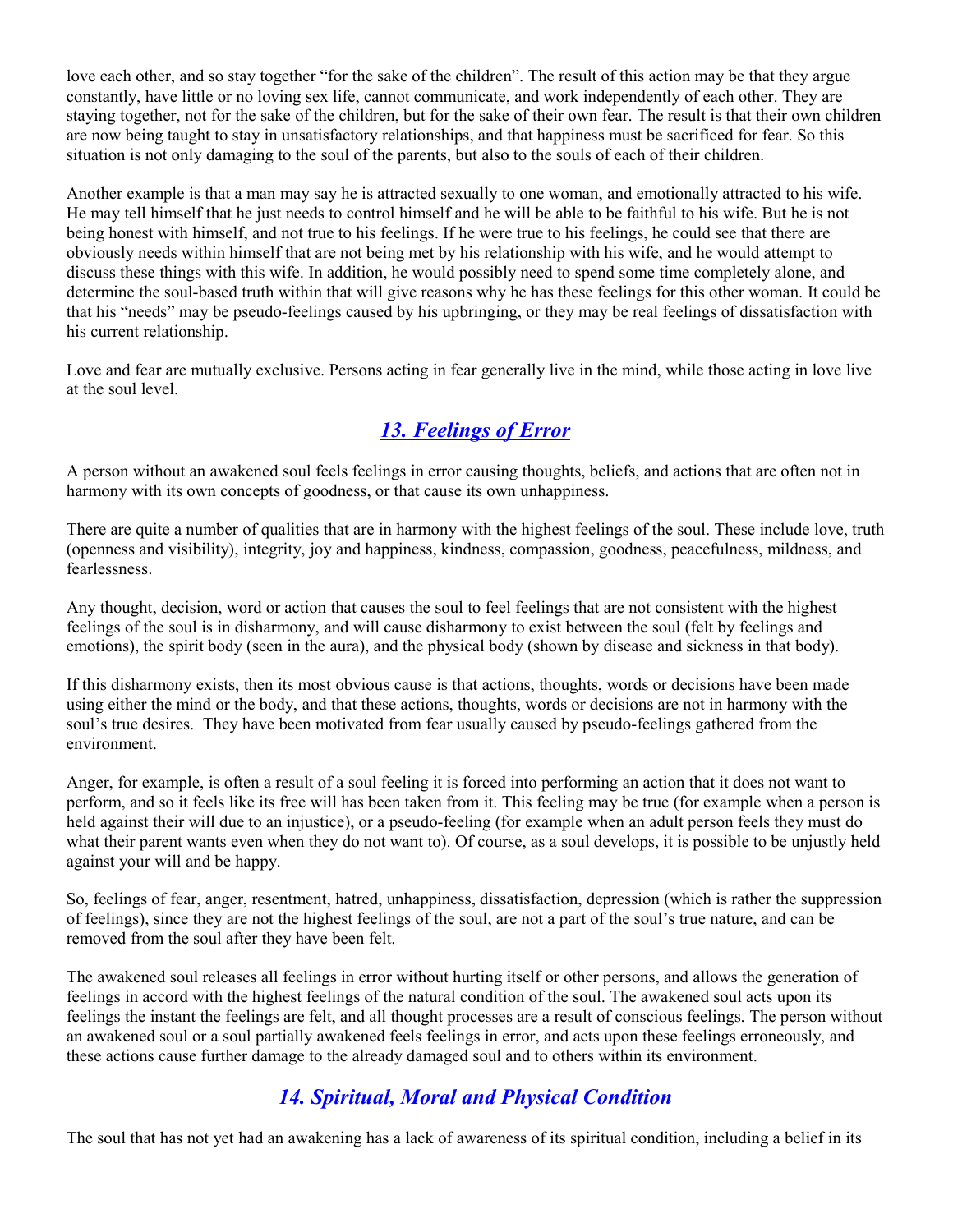love each other, and so stay together “for the sake of the children”. The result of this action may be that they argue constantly, have little or no loving sex life, cannot communicate, and work independently of each other. They are staying together, not for the sake of the children, but for the sake of their own fear. The result is that their own children are now being taught to stay in unsatisfactory relationships, and that happiness must be sacrificed for fear. So this situation is not only damaging to the soul of the parents, but also to the souls of each of their children.

Another example is that a man may say he is attracted sexually to one woman, and emotionally attracted to his wife. He may tell himself that he just needs to control himself and he will be able to be faithful to his wife. But he is not being honest with himself, and not true to his feelings. If he were true to his feelings, he could see that there are obviously needs within himself that are not being met by his relationship with his wife, and he would attempt to discuss these things with this wife. In addition, he would possibly need to spend some time completely alone, and determine the soul-based truth within that will give reasons why he has these feelings for this other woman. It could be that his “needs” may be pseudo-feelings caused by his upbringing, or they may be real feelings of dissatisfaction with his current relationship.

Love and fear are mutually exclusive. Persons acting in fear generally live in the mind, while those acting in love live at the soul level.

## *13. Feelings of Error*

A person without an awakened soul feels feelings in error causing thoughts, beliefs, and actions that are often not in harmony with its own concepts of goodness, or that cause its own unhappiness.

There are quite a number of qualities that are in harmony with the highest feelings of the soul. These include love, truth (openness and visibility), integrity, joy and happiness, kindness, compassion, goodness, peacefulness, mildness, and fearlessness.

Any thought, decision, word or action that causes the soul to feel feelings that are not consistent with the highest feelings of the soul is in disharmony, and will cause disharmony to exist between the soul (felt by feelings and emotions), the spirit body (seen in the aura), and the physical body (shown by disease and sickness in that body).

If this disharmony exists, then its most obvious cause is that actions, thoughts, words or decisions have been made using either the mind or the body, and that these actions, thoughts, words or decisions are not in harmony with the soul’s true desires. They have been motivated from fear usually caused by pseudo-feelings gathered from the environment.

Anger, for example, is often a result of a soul feeling it is forced into performing an action that it does not want to perform, and so it feels like its free will has been taken from it. This feeling may be true (for example when a person is held against their will due to an injustice), or a pseudo-feeling (for example when an adult person feels they must do what their parent wants even when they do not want to). Of course, as a soul develops, it is possible to be unjustly held against your will and be happy.

So, feelings of fear, anger, resentment, hatred, unhappiness, dissatisfaction, depression (which is rather the suppression of feelings), since they are not the highest feelings of the soul, are not a part of the soul’s true nature, and can be removed from the soul after they have been felt.

The awakened soul releases all feelings in error without hurting itself or other persons, and allows the generation of feelings in accord with the highest feelings of the natural condition of the soul. The awakened soul acts upon its feelings the instant the feelings are felt, and all thought processes are a result of conscious feelings. The person without an awakened soul or a soul partially awakened feels feelings in error, and acts upon these feelings erroneously, and these actions cause further damage to the already damaged soul and to others within its environment.

## *14. Spiritual, Moral and Physical Condition*

The soul that has not yet had an awakening has a lack of awareness of its spiritual condition, including a belief in its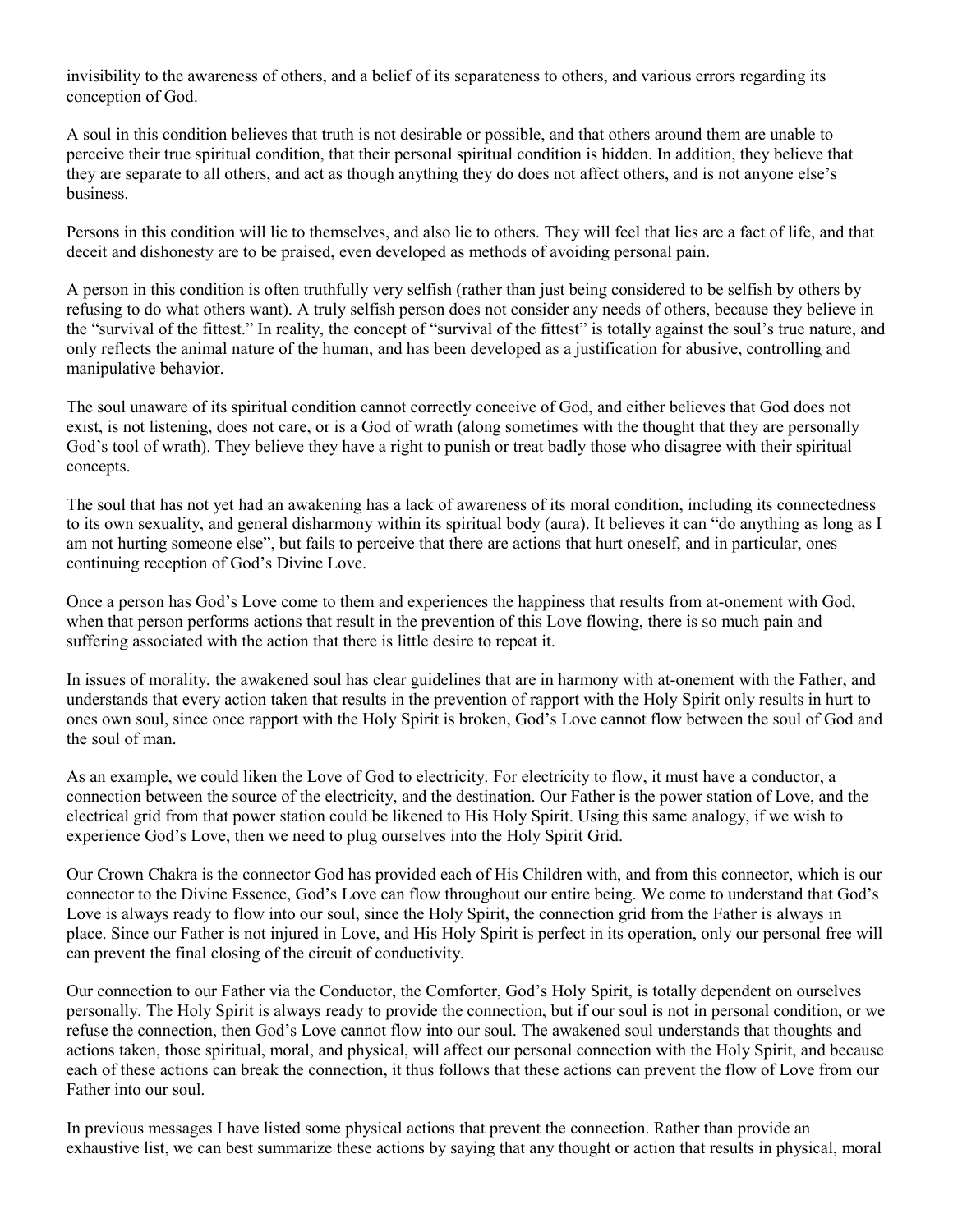invisibility to the awareness of others, and a belief of its separateness to others, and various errors regarding its conception of God.

A soul in this condition believes that truth is not desirable or possible, and that others around them are unable to perceive their true spiritual condition, that their personal spiritual condition is hidden. In addition, they believe that they are separate to all others, and act as though anything they do does not affect others, and is not anyone else's business.

Persons in this condition will lie to themselves, and also lie to others. They will feel that lies are a fact of life, and that deceit and dishonesty are to be praised, even developed as methods of avoiding personal pain.

A person in this condition is often truthfully very selfish (rather than just being considered to be selfish by others by refusing to do what others want). A truly selfish person does not consider any needs of others, because they believe in the "survival of the fittest." In reality, the concept of "survival of the fittest" is totally against the soul's true nature, and only reflects the animal nature of the human, and has been developed as a justification for abusive, controlling and manipulative behavior.

The soul unaware of its spiritual condition cannot correctly conceive of God, and either believes that God does not exist, is not listening, does not care, or is a God of wrath (along sometimes with the thought that they are personally God's tool of wrath). They believe they have a right to punish or treat badly those who disagree with their spiritual concepts.

The soul that has not yet had an awakening has a lack of awareness of its moral condition, including its connectedness to its own sexuality, and general disharmony within its spiritual body (aura). It believes it can "do anything as long as I am not hurting someone else", but fails to perceive that there are actions that hurt oneself, and in particular, ones continuing reception of God's Divine Love.

Once a person has God's Love come to them and experiences the happiness that results from at-onement with God, when that person performs actions that result in the prevention of this Love flowing, there is so much pain and suffering associated with the action that there is little desire to repeat it.

In issues of morality, the awakened soul has clear guidelines that are in harmony with at-onement with the Father, and understands that every action taken that results in the prevention of rapport with the Holy Spirit only results in hurt to ones own soul, since once rapport with the Holy Spirit is broken, God's Love cannot flow between the soul of God and the soul of man.

As an example, we could liken the Love of God to electricity. For electricity to flow, it must have a conductor, a connection between the source of the electricity, and the destination. Our Father is the power station of Love, and the electrical grid from that power station could be likened to His Holy Spirit. Using this same analogy, if we wish to experience God's Love, then we need to plug ourselves into the Holy Spirit Grid.

Our Crown Chakra is the connector God has provided each of His Children with, and from this connector, which is our connector to the Divine Essence, God's Love can flow throughout our entire being. We come to understand that God's Love is always ready to flow into our soul, since the Holy Spirit, the connection grid from the Father is always in place. Since our Father is not injured in Love, and His Holy Spirit is perfect in its operation, only our personal free will can prevent the final closing of the circuit of conductivity.

Our connection to our Father via the Conductor, the Comforter, God's Holy Spirit, is totally dependent on ourselves personally. The Holy Spirit is always ready to provide the connection, but if our soul is not in personal condition, or we refuse the connection, then God's Love cannot flow into our soul. The awakened soul understands that thoughts and actions taken, those spiritual, moral, and physical, will affect our personal connection with the Holy Spirit, and because each of these actions can break the connection, it thus follows that these actions can prevent the flow of Love from our Father into our soul.

In previous messages I have listed some physical actions that prevent the connection. Rather than provide an exhaustive list, we can best summarize these actions by saying that any thought or action that results in physical, moral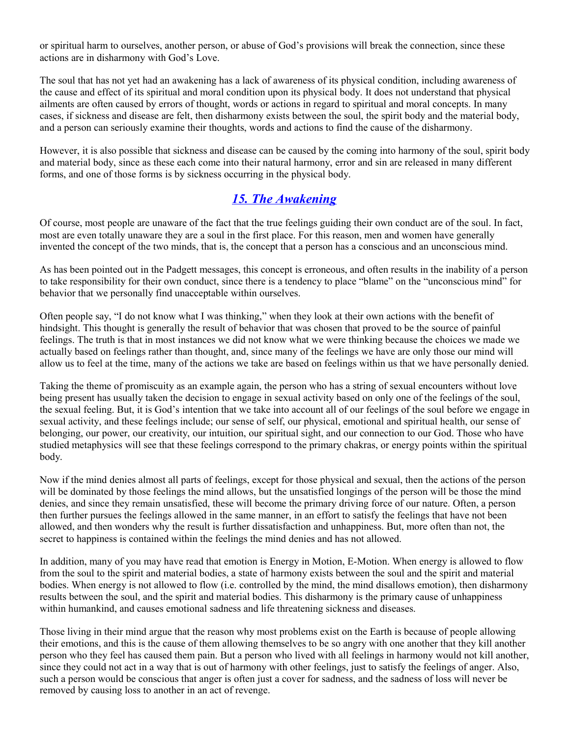or spiritual harm to ourselves, another person, or abuse of God's provisions will break the connection, since these actions are in disharmony with God's Love.

The soul that has not yet had an awakening has a lack of awareness of its physical condition, including awareness of the cause and effect of its spiritual and moral condition upon its physical body. It does not understand that physical ailments are often caused by errors of thought, words or actions in regard to spiritual and moral concepts. In many cases, if sickness and disease are felt, then disharmony exists between the soul, the spirit body and the material body, and a person can seriously examine their thoughts, words and actions to find the cause of the disharmony.

However, it is also possible that sickness and disease can be caused by the coming into harmony of the soul, spirit body and material body, since as these each come into their natural harmony, error and sin are released in many different forms, and one of those forms is by sickness occurring in the physical body.

## *15. The Awakening*

Of course, most people are unaware of the fact that the true feelings guiding their own conduct are of the soul. In fact, most are even totally unaware they are a soul in the first place. For this reason, men and women have generally invented the concept of the two minds, that is, the concept that a person has a conscious and an unconscious mind.

As has been pointed out in the Padgett messages, this concept is erroneous, and often results in the inability of a person to take responsibility for their own conduct, since there is a tendency to place "blame" on the "unconscious mind" for behavior that we personally find unacceptable within ourselves.

Often people say, "I do not know what I was thinking," when they look at their own actions with the benefit of hindsight. This thought is generally the result of behavior that was chosen that proved to be the source of painful feelings. The truth is that in most instances we did not know what we were thinking because the choices we made we actually based on feelings rather than thought, and, since many of the feelings we have are only those our mind will allow us to feel at the time, many of the actions we take are based on feelings within us that we have personally denied.

Taking the theme of promiscuity as an example again, the person who has a string of sexual encounters without love being present has usually taken the decision to engage in sexual activity based on only one of the feelings of the soul, the sexual feeling. But, it is God's intention that we take into account all of our feelings of the soul before we engage in sexual activity, and these feelings include; our sense of self, our physical, emotional and spiritual health, our sense of belonging, our power, our creativity, our intuition, our spiritual sight, and our connection to our God. Those who have studied metaphysics will see that these feelings correspond to the primary chakras, or energy points within the spiritual body.

Now if the mind denies almost all parts of feelings, except for those physical and sexual, then the actions of the person will be dominated by those feelings the mind allows, but the unsatisfied longings of the person will be those the mind denies, and since they remain unsatisfied, these will become the primary driving force of our nature. Often, a person then further pursues the feelings allowed in the same manner, in an effort to satisfy the feelings that have not been allowed, and then wonders why the result is further dissatisfaction and unhappiness. But, more often than not, the secret to happiness is contained within the feelings the mind denies and has not allowed.

In addition, many of you may have read that emotion is Energy in Motion, E-Motion. When energy is allowed to flow from the soul to the spirit and material bodies, a state of harmony exists between the soul and the spirit and material bodies. When energy is not allowed to flow (i.e. controlled by the mind, the mind disallows emotion), then disharmony results between the soul, and the spirit and material bodies. This disharmony is the primary cause of unhappiness within humankind, and causes emotional sadness and life threatening sickness and diseases.

Those living in their mind argue that the reason why most problems exist on the Earth is because of people allowing their emotions, and this is the cause of them allowing themselves to be so angry with one another that they kill another person who they feel has caused them pain. But a person who lived with all feelings in harmony would not kill another, since they could not act in a way that is out of harmony with other feelings, just to satisfy the feelings of anger. Also, such a person would be conscious that anger is often just a cover for sadness, and the sadness of loss will never be removed by causing loss to another in an act of revenge.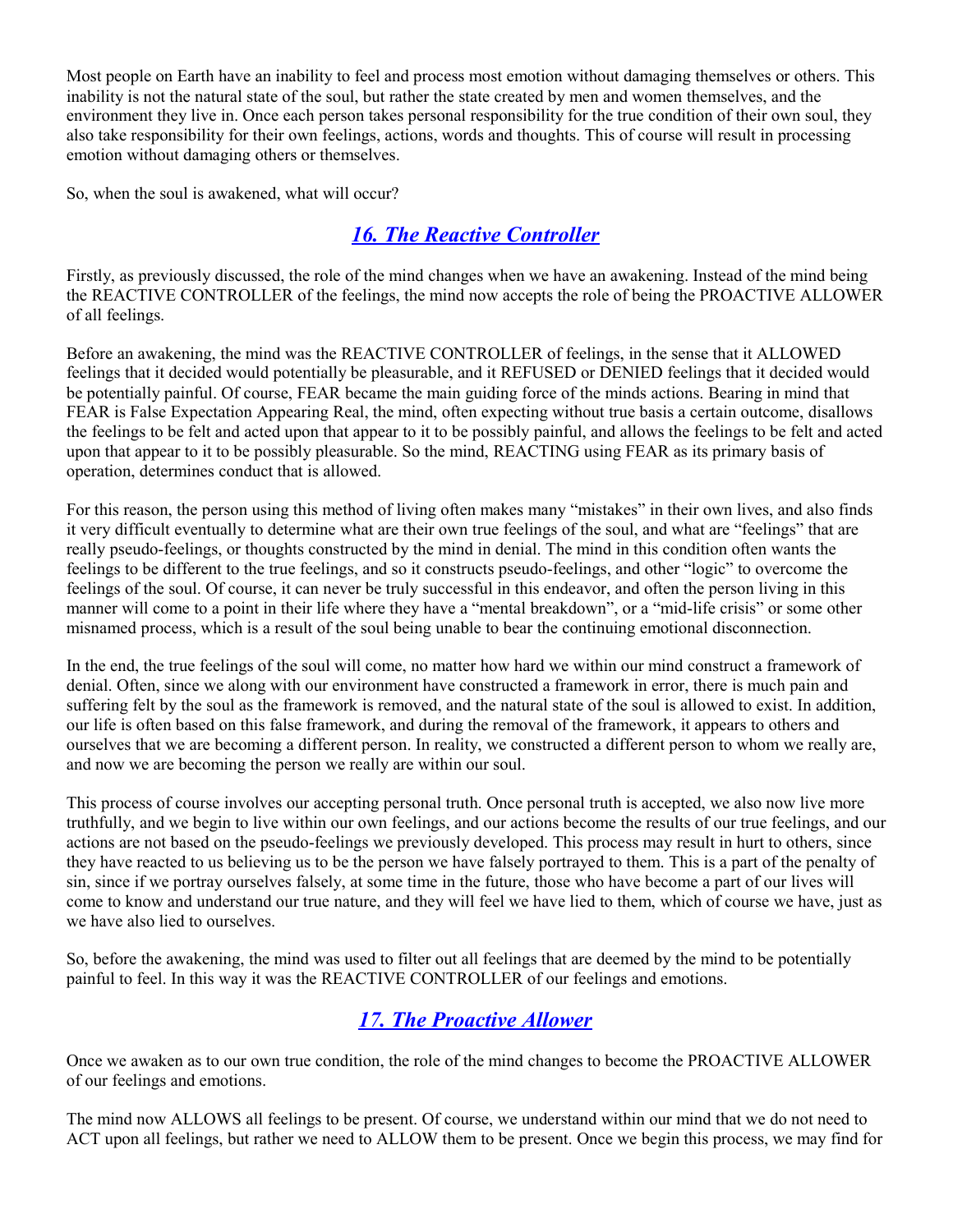Most people on Earth have an inability to feel and process most emotion without damaging themselves or others. This inability is not the natural state of the soul, but rather the state created by men and women themselves, and the environment they live in. Once each person takes personal responsibility for the true condition of their own soul, they also take responsibility for their own feelings, actions, words and thoughts. This of course will result in processing emotion without damaging others or themselves.

So, when the soul is awakened, what will occur?

## *16. The Reactive Controller*

Firstly, as previously discussed, the role of the mind changes when we have an awakening. Instead of the mind being the REACTIVE CONTROLLER of the feelings, the mind now accepts the role of being the PROACTIVE ALLOWER of all feelings.

Before an awakening, the mind was the REACTIVE CONTROLLER of feelings, in the sense that it ALLOWED feelings that it decided would potentially be pleasurable, and it REFUSED or DENIED feelings that it decided would be potentially painful. Of course, FEAR became the main guiding force of the minds actions. Bearing in mind that FEAR is False Expectation Appearing Real, the mind, often expecting without true basis a certain outcome, disallows the feelings to be felt and acted upon that appear to it to be possibly painful, and allows the feelings to be felt and acted upon that appear to it to be possibly pleasurable. So the mind, REACTING using FEAR as its primary basis of operation, determines conduct that is allowed.

For this reason, the person using this method of living often makes many "mistakes" in their own lives, and also finds it very difficult eventually to determine what are their own true feelings of the soul, and what are "feelings" that are really pseudo-feelings, or thoughts constructed by the mind in denial. The mind in this condition often wants the feelings to be different to the true feelings, and so it constructs pseudo-feelings, and other "logic" to overcome the feelings of the soul. Of course, it can never be truly successful in this endeavor, and often the person living in this manner will come to a point in their life where they have a "mental breakdown", or a "mid-life crisis" or some other misnamed process, which is a result of the soul being unable to bear the continuing emotional disconnection.

In the end, the true feelings of the soul will come, no matter how hard we within our mind construct a framework of denial. Often, since we along with our environment have constructed a framework in error, there is much pain and suffering felt by the soul as the framework is removed, and the natural state of the soul is allowed to exist. In addition, our life is often based on this false framework, and during the removal of the framework, it appears to others and ourselves that we are becoming a different person. In reality, we constructed a different person to whom we really are, and now we are becoming the person we really are within our soul.

This process of course involves our accepting personal truth. Once personal truth is accepted, we also now live more truthfully, and we begin to live within our own feelings, and our actions become the results of our true feelings, and our actions are not based on the pseudo-feelings we previously developed. This process may result in hurt to others, since they have reacted to us believing us to be the person we have falsely portrayed to them. This is a part of the penalty of sin, since if we portray ourselves falsely, at some time in the future, those who have become a part of our lives will come to know and understand our true nature, and they will feel we have lied to them, which of course we have, just as we have also lied to ourselves.

So, before the awakening, the mind was used to filter out all feelings that are deemed by the mind to be potentially painful to feel. In this way it was the REACTIVE CONTROLLER of our feelings and emotions.

## *17. The Proactive Allower*

Once we awaken as to our own true condition, the role of the mind changes to become the PROACTIVE ALLOWER of our feelings and emotions.

The mind now ALLOWS all feelings to be present. Of course, we understand within our mind that we do not need to ACT upon all feelings, but rather we need to ALLOW them to be present. Once we begin this process, we may find for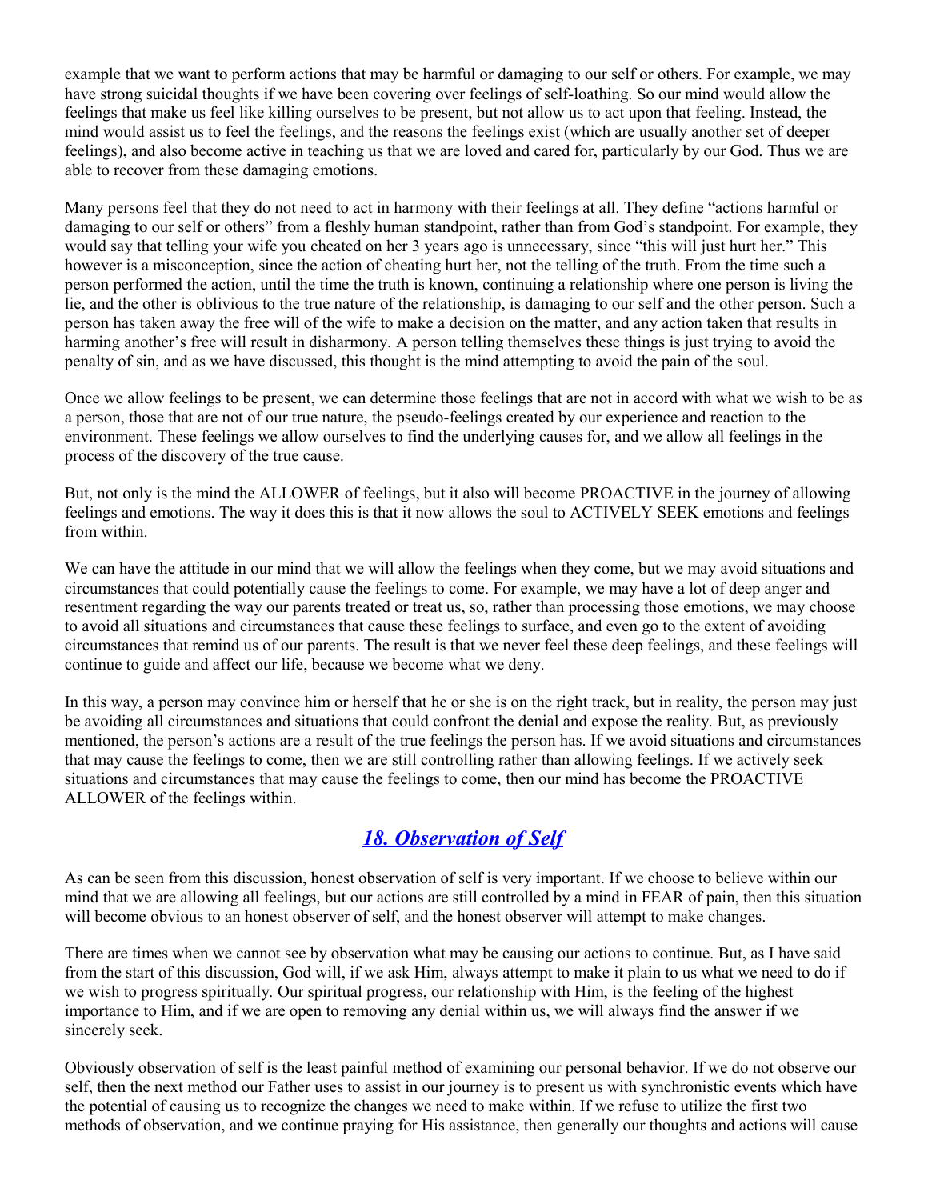example that we want to perform actions that may be harmful or damaging to our self or others. For example, we may have strong suicidal thoughts if we have been covering over feelings of self-loathing. So our mind would allow the feelings that make us feel like killing ourselves to be present, but not allow us to act upon that feeling. Instead, the mind would assist us to feel the feelings, and the reasons the feelings exist (which are usually another set of deeper feelings), and also become active in teaching us that we are loved and cared for, particularly by our God. Thus we are able to recover from these damaging emotions.

Many persons feel that they do not need to act in harmony with their feelings at all. They define "actions harmful or damaging to our self or others" from a fleshly human standpoint, rather than from God's standpoint. For example, they would say that telling your wife you cheated on her 3 years ago is unnecessary, since "this will just hurt her." This however is a misconception, since the action of cheating hurt her, not the telling of the truth. From the time such a person performed the action, until the time the truth is known, continuing a relationship where one person is living the lie, and the other is oblivious to the true nature of the relationship, is damaging to our self and the other person. Such a person has taken away the free will of the wife to make a decision on the matter, and any action taken that results in harming another's free will result in disharmony. A person telling themselves these things is just trying to avoid the penalty of sin, and as we have discussed, this thought is the mind attempting to avoid the pain of the soul.

Once we allow feelings to be present, we can determine those feelings that are not in accord with what we wish to be as a person, those that are not of our true nature, the pseudo-feelings created by our experience and reaction to the environment. These feelings we allow ourselves to find the underlying causes for, and we allow all feelings in the process of the discovery of the true cause.

But, not only is the mind the ALLOWER of feelings, but it also will become PROACTIVE in the journey of allowing feelings and emotions. The way it does this is that it now allows the soul to ACTIVELY SEEK emotions and feelings from within.

We can have the attitude in our mind that we will allow the feelings when they come, but we may avoid situations and circumstances that could potentially cause the feelings to come. For example, we may have a lot of deep anger and resentment regarding the way our parents treated or treat us, so, rather than processing those emotions, we may choose to avoid all situations and circumstances that cause these feelings to surface, and even go to the extent of avoiding circumstances that remind us of our parents. The result is that we never feel these deep feelings, and these feelings will continue to guide and affect our life, because we become what we deny.

In this way, a person may convince him or herself that he or she is on the right track, but in reality, the person may just be avoiding all circumstances and situations that could confront the denial and expose the reality. But, as previously mentioned, the person's actions are a result of the true feelings the person has. If we avoid situations and circumstances that may cause the feelings to come, then we are still controlling rather than allowing feelings. If we actively seek situations and circumstances that may cause the feelings to come, then our mind has become the PROACTIVE ALLOWER of the feelings within.

## *18. Observation of Self*

As can be seen from this discussion, honest observation of self is very important. If we choose to believe within our mind that we are allowing all feelings, but our actions are still controlled by a mind in FEAR of pain, then this situation will become obvious to an honest observer of self, and the honest observer will attempt to make changes.

There are times when we cannot see by observation what may be causing our actions to continue. But, as I have said from the start of this discussion, God will, if we ask Him, always attempt to make it plain to us what we need to do if we wish to progress spiritually. Our spiritual progress, our relationship with Him, is the feeling of the highest importance to Him, and if we are open to removing any denial within us, we will always find the answer if we sincerely seek.

Obviously observation of self is the least painful method of examining our personal behavior. If we do not observe our self, then the next method our Father uses to assist in our journey is to present us with synchronistic events which have the potential of causing us to recognize the changes we need to make within. If we refuse to utilize the first two methods of observation, and we continue praying for His assistance, then generally our thoughts and actions will cause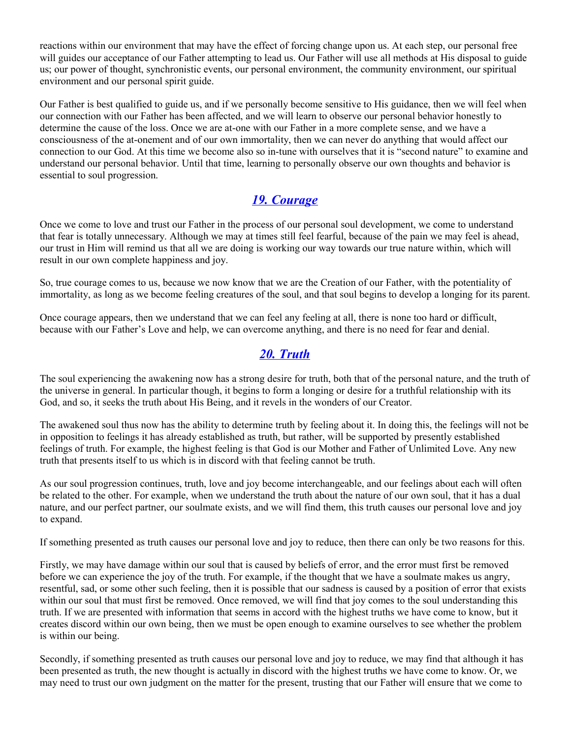reactions within our environment that may have the effect of forcing change upon us. At each step, our personal free will guides our acceptance of our Father attempting to lead us. Our Father will use all methods at His disposal to guide us; our power of thought, synchronistic events, our personal environment, the community environment, our spiritual environment and our personal spirit guide.

Our Father is best qualified to guide us, and if we personally become sensitive to His guidance, then we will feel when our connection with our Father has been affected, and we will learn to observe our personal behavior honestly to determine the cause of the loss. Once we are at-one with our Father in a more complete sense, and we have a consciousness of the at-onement and of our own immortality, then we can never do anything that would affect our connection to our God. At this time we become also so in-tune with ourselves that it is "second nature" to examine and understand our personal behavior. Until that time, learning to personally observe our own thoughts and behavior is essential to soul progression.

## *19. Courage*

Once we come to love and trust our Father in the process of our personal soul development, we come to understand that fear is totally unnecessary. Although we may at times still feel fearful, because of the pain we may feel is ahead, our trust in Him will remind us that all we are doing is working our way towards our true nature within, which will result in our own complete happiness and joy.

So, true courage comes to us, because we now know that we are the Creation of our Father, with the potentiality of immortality, as long as we become feeling creatures of the soul, and that soul begins to develop a longing for its parent.

Once courage appears, then we understand that we can feel any feeling at all, there is none too hard or difficult, because with our Father's Love and help, we can overcome anything, and there is no need for fear and denial.

## *20. Truth*

The soul experiencing the awakening now has a strong desire for truth, both that of the personal nature, and the truth of the universe in general. In particular though, it begins to form a longing or desire for a truthful relationship with its God, and so, it seeks the truth about His Being, and it revels in the wonders of our Creator.

The awakened soul thus now has the ability to determine truth by feeling about it. In doing this, the feelings will not be in opposition to feelings it has already established as truth, but rather, will be supported by presently established feelings of truth. For example, the highest feeling is that God is our Mother and Father of Unlimited Love. Any new truth that presents itself to us which is in discord with that feeling cannot be truth.

As our soul progression continues, truth, love and joy become interchangeable, and our feelings about each will often be related to the other. For example, when we understand the truth about the nature of our own soul, that it has a dual nature, and our perfect partner, our soulmate exists, and we will find them, this truth causes our personal love and joy to expand.

If something presented as truth causes our personal love and joy to reduce, then there can only be two reasons for this.

Firstly, we may have damage within our soul that is caused by beliefs of error, and the error must first be removed before we can experience the joy of the truth. For example, if the thought that we have a soulmate makes us angry, resentful, sad, or some other such feeling, then it is possible that our sadness is caused by a position of error that exists within our soul that must first be removed. Once removed, we will find that joy comes to the soul understanding this truth. If we are presented with information that seems in accord with the highest truths we have come to know, but it creates discord within our own being, then we must be open enough to examine ourselves to see whether the problem is within our being.

Secondly, if something presented as truth causes our personal love and joy to reduce, we may find that although it has been presented as truth, the new thought is actually in discord with the highest truths we have come to know. Or, we may need to trust our own judgment on the matter for the present, trusting that our Father will ensure that we come to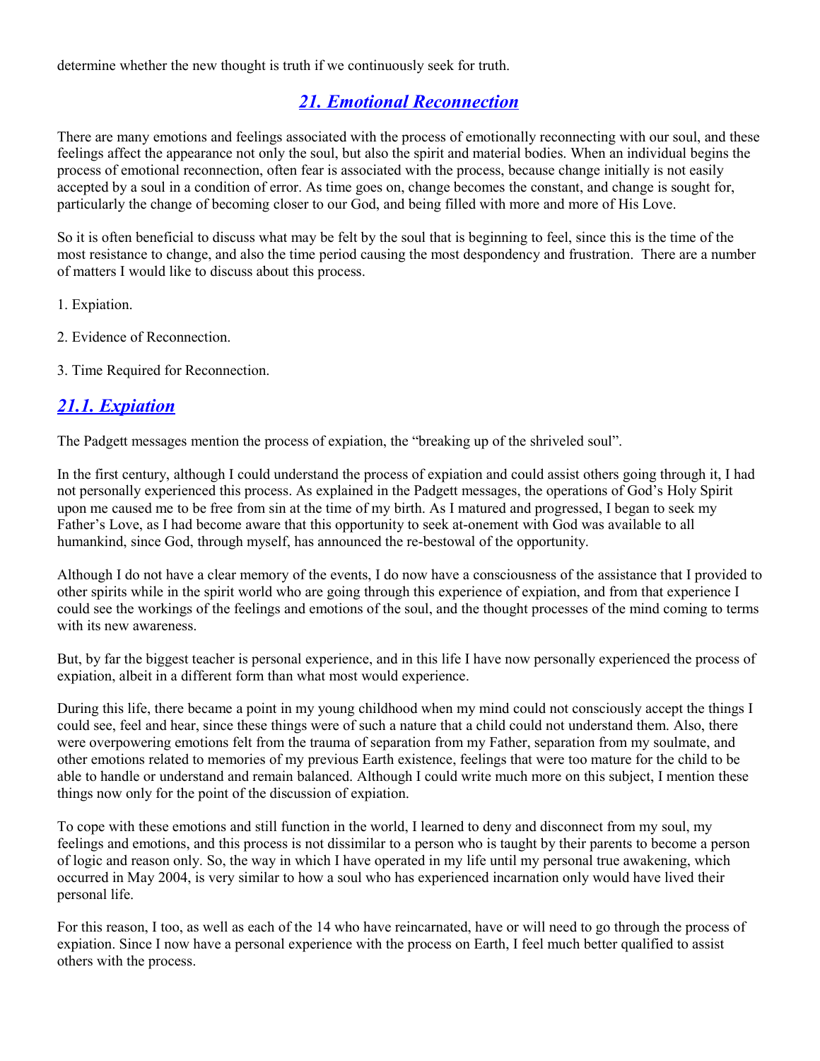determine whether the new thought is truth if we continuously seek for truth.

## *21. Emotional Reconnection*

There are many emotions and feelings associated with the process of emotionally reconnecting with our soul, and these feelings affect the appearance not only the soul, but also the spirit and material bodies. When an individual begins the process of emotional reconnection, often fear is associated with the process, because change initially is not easily accepted by a soul in a condition of error. As time goes on, change becomes the constant, and change is sought for, particularly the change of becoming closer to our God, and being filled with more and more of His Love.

So it is often beneficial to discuss what may be felt by the soul that is beginning to feel, since this is the time of the most resistance to change, and also the time period causing the most despondency and frustration. There are a number of matters I would like to discuss about this process.

1. Expiation.

2. Evidence of Reconnection.

3. Time Required for Reconnection.

## *21.1. Expiation*

The Padgett messages mention the process of expiation, the "breaking up of the shriveled soul".

In the first century, although I could understand the process of expiation and could assist others going through it, I had not personally experienced this process. As explained in the Padgett messages, the operations of God's Holy Spirit upon me caused me to be free from sin at the time of my birth. As I matured and progressed, I began to seek my Father's Love, as I had become aware that this opportunity to seek at-onement with God was available to all humankind, since God, through myself, has announced the re-bestowal of the opportunity.

Although I do not have a clear memory of the events, I do now have a consciousness of the assistance that I provided to other spirits while in the spirit world who are going through this experience of expiation, and from that experience I could see the workings of the feelings and emotions of the soul, and the thought processes of the mind coming to terms with its new awareness.

But, by far the biggest teacher is personal experience, and in this life I have now personally experienced the process of expiation, albeit in a different form than what most would experience.

During this life, there became a point in my young childhood when my mind could not consciously accept the things I could see, feel and hear, since these things were of such a nature that a child could not understand them. Also, there were overpowering emotions felt from the trauma of separation from my Father, separation from my soulmate, and other emotions related to memories of my previous Earth existence, feelings that were too mature for the child to be able to handle or understand and remain balanced. Although I could write much more on this subject, I mention these things now only for the point of the discussion of expiation.

To cope with these emotions and still function in the world, I learned to deny and disconnect from my soul, my feelings and emotions, and this process is not dissimilar to a person who is taught by their parents to become a person of logic and reason only. So, the way in which I have operated in my life until my personal true awakening, which occurred in May 2004, is very similar to how a soul who has experienced incarnation only would have lived their personal life.

For this reason, I too, as well as each of the 14 who have reincarnated, have or will need to go through the process of expiation. Since I now have a personal experience with the process on Earth, I feel much better qualified to assist others with the process.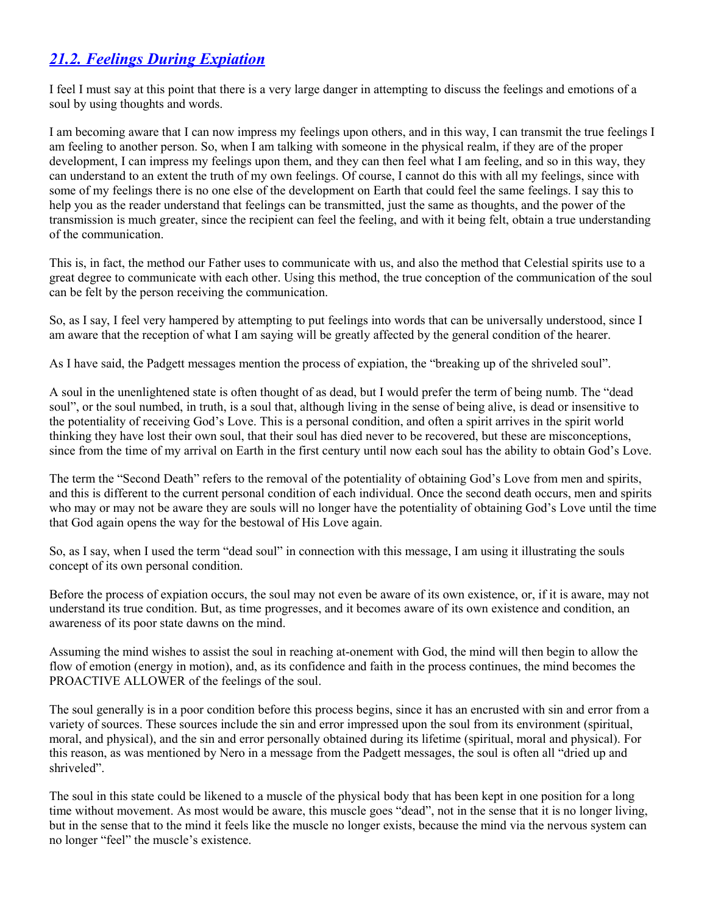## [21.2. Feelings During Expiation]()

I feel I must say at this point that there is a very large danger in attempting to discuss the feelings and emotions of a soul by using thoughts and words.

I am becoming aware that I can now impress my feelings upon others, and in this way, I can transmit the true feelings I am feeling to another person. So, when I am talking with someone in the physical realm, if they are of the proper development, I can impress my feelings upon them, and they can then feel what I am feeling, and so in this way, they can understand to an extent the truth of my own feelings. Of course, I cannot do this with all my feelings, since with some of my feelings there is no one else of the development on Earth that could feel the same feelings. I say this to help you as the reader understand that feelings can be transmitted, just the same as thoughts, and the power of the transmission is much greater, since the recipient can feel the feeling, and with it being felt, obtain a true understanding of the communication.

This is, in fact, the method our Father uses to communicate with us, and also the method that Celestial spirits use to a great degree to communicate with each other. Using this method, the true conception of the communication of the soul can be felt by the person receiving the communication.

So, as I say, I feel very hampered by attempting to put feelings into words that can be universally understood, since I am aware that the reception of what I am saying will be greatly affected by the general condition of the hearer.

As I have said, the Padgett messages mention the process of expiation, the "breaking up of the shriveled soul".

A soul in the unenlightened state is often thought of as dead, but I would prefer the term of being numb. The "dead soul", or the soul numbed, in truth, is a soul that, although living in the sense of being alive, is dead or insensitive to the potentiality of receiving God's Love. This is a personal condition, and often a spirit arrives in the spirit world thinking they have lost their own soul, that their soul has died never to be recovered, but these are misconceptions, since from the time of my arrival on Earth in the first century until now each soul has the ability to obtain God's Love.

The term the "Second Death" refers to the removal of the potentiality of obtaining God's Love from men and spirits, and this is different to the current personal condition of each individual. Once the second death occurs, men and spirits who may or may not be aware they are souls will no longer have the potentiality of obtaining God's Love until the time that God again opens the way for the bestowal of His Love again.

So, as I say, when I used the term "dead soul" in connection with this message, I am using it illustrating the souls concept of its own personal condition.

Before the process of expiation occurs, the soul may not even be aware of its own existence, or, if it is aware, may not understand its true condition. But, as time progresses, and it becomes aware of its own existence and condition, an awareness of its poor state dawns on the mind.

Assuming the mind wishes to assist the soul in reaching at-onement with God, the mind will then begin to allow the flow of emotion (energy in motion), and, as its confidence and faith in the process continues, the mind becomes the PROACTIVE ALLOWER of the feelings of the soul.

The soul generally is in a poor condition before this process begins, since it has an encrusted with sin and error from a variety of sources. These sources include the sin and error impressed upon the soul from its environment (spiritual, moral, and physical), and the sin and error personally obtained during its lifetime (spiritual, moral and physical). For this reason, as was mentioned by Nero in a message from the Padgett messages, the soul is often all "dried up and shriveled".

The soul in this state could be likened to a muscle of the physical body that has been kept in one position for a long time without movement. As most would be aware, this muscle goes "dead", not in the sense that it is no longer living, but in the sense that to the mind it feels like the muscle no longer exists, because the mind via the nervous system can no longer "feel" the muscle's existence.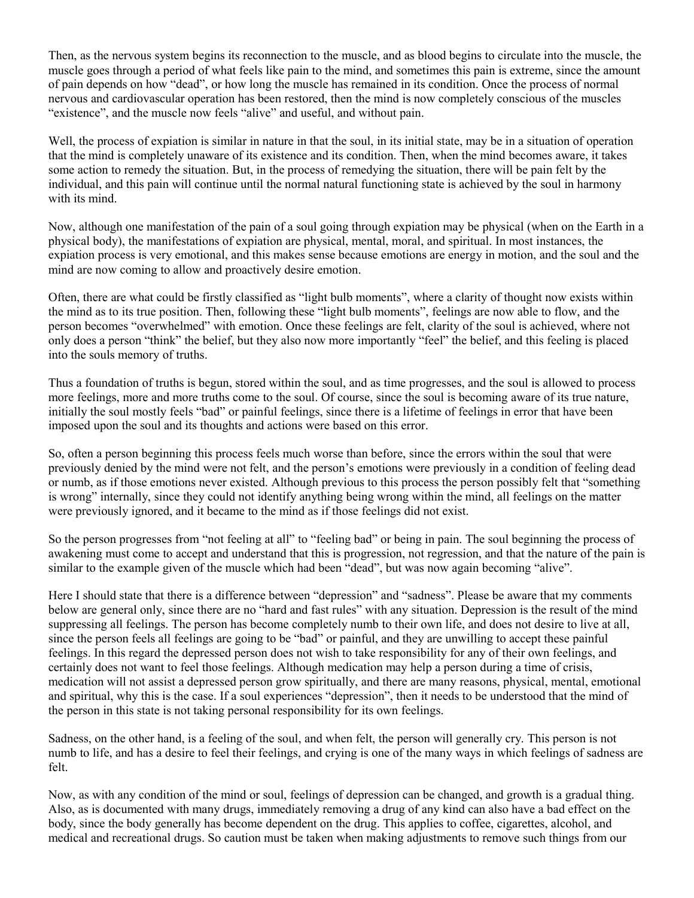Then, as the nervous system begins its reconnection to the muscle, and as blood begins to circulate into the muscle, the muscle goes through a period of what feels like pain to the mind, and sometimes this pain is extreme, since the amount of pain depends on how "dead", or how long the muscle has remained in its condition. Once the process of normal nervous and cardiovascular operation has been restored, then the mind is now completely conscious of the muscles "existence", and the muscle now feels "alive" and useful, and without pain.

Well, the process of expiation is similar in nature in that the soul, in its initial state, may be in a situation of operation that the mind is completely unaware of its existence and its condition. Then, when the mind becomes aware, it takes some action to remedy the situation. But, in the process of remedying the situation, there will be pain felt by the individual, and this pain will continue until the normal natural functioning state is achieved by the soul in harmony with its mind.

Now, although one manifestation of the pain of a soul going through expiation may be physical (when on the Earth in a physical body), the manifestations of expiation are physical, mental, moral, and spiritual. In most instances, the expiation process is very emotional, and this makes sense because emotions are energy in motion, and the soul and the mind are now coming to allow and proactively desire emotion.

Often, there are what could be firstly classified as "light bulb moments", where a clarity of thought now exists within the mind as to its true position. Then, following these "light bulb moments", feelings are now able to flow, and the person becomes "overwhelmed" with emotion. Once these feelings are felt, clarity of the soul is achieved, where not only does a person "think" the belief, but they also now more importantly "feel" the belief, and this feeling is placed into the souls memory of truths.

Thus a foundation of truths is begun, stored within the soul, and as time progresses, and the soul is allowed to process more feelings, more and more truths come to the soul. Of course, since the soul is becoming aware of its true nature, initially the soul mostly feels "bad" or painful feelings, since there is a lifetime of feelings in error that have been imposed upon the soul and its thoughts and actions were based on this error.

So, often a person beginning this process feels much worse than before, since the errors within the soul that were previously denied by the mind were not felt, and the person's emotions were previously in a condition of feeling dead or numb, as if those emotions never existed. Although previous to this process the person possibly felt that "something is wrong" internally, since they could not identify anything being wrong within the mind, all feelings on the matter were previously ignored, and it became to the mind as if those feelings did not exist.

So the person progresses from "not feeling at all" to "feeling bad" or being in pain. The soul beginning the process of awakening must come to accept and understand that this is progression, not regression, and that the nature of the pain is similar to the example given of the muscle which had been "dead", but was now again becoming "alive".

Here I should state that there is a difference between "depression" and "sadness". Please be aware that my comments below are general only, since there are no "hard and fast rules" with any situation. Depression is the result of the mind suppressing all feelings. The person has become completely numb to their own life, and does not desire to live at all, since the person feels all feelings are going to be "bad" or painful, and they are unwilling to accept these painful feelings. In this regard the depressed person does not wish to take responsibility for any of their own feelings, and certainly does not want to feel those feelings. Although medication may help a person during a time of crisis, medication will not assist a depressed person grow spiritually, and there are many reasons, physical, mental, emotional and spiritual, why this is the case. If a soul experiences "depression", then it needs to be understood that the mind of the person in this state is not taking personal responsibility for its own feelings.

Sadness, on the other hand, is a feeling of the soul, and when felt, the person will generally cry. This person is not numb to life, and has a desire to feel their feelings, and crying is one of the many ways in which feelings of sadness are felt.

Now, as with any condition of the mind or soul, feelings of depression can be changed, and growth is a gradual thing. Also, as is documented with many drugs, immediately removing a drug of any kind can also have a bad effect on the body, since the body generally has become dependent on the drug. This applies to coffee, cigarettes, alcohol, and medical and recreational drugs. So caution must be taken when making adjustments to remove such things from our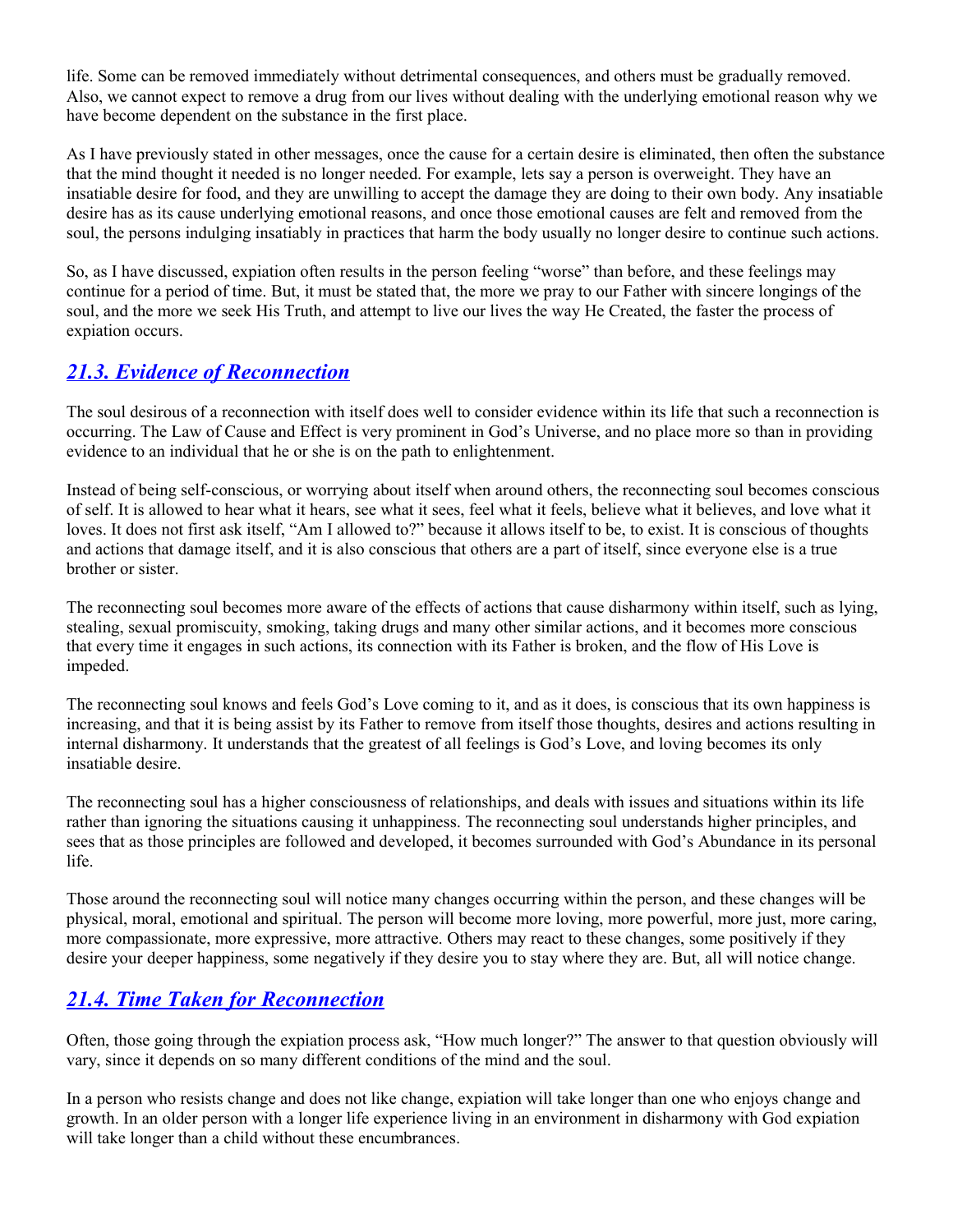life. Some can be removed immediately without detrimental consequences, and others must be gradually removed. Also, we cannot expect to remove a drug from our lives without dealing with the underlying emotional reason why we have become dependent on the substance in the first place.

As I have previously stated in other messages, once the cause for a certain desire is eliminated, then often the substance that the mind thought it needed is no longer needed. For example, lets say a person is overweight. They have an insatiable desire for food, and they are unwilling to accept the damage they are doing to their own body. Any insatiable desire has as its cause underlying emotional reasons, and once those emotional causes are felt and removed from the soul, the persons indulging insatiably in practices that harm the body usually no longer desire to continue such actions.

So, as I have discussed, expiation often results in the person feeling "worse" than before, and these feelings may continue for a period of time. But, it must be stated that, the more we pray to our Father with sincere longings of the soul, and the more we seek His Truth, and attempt to live our lives the way He Created, the faster the process of expiation occurs.

## *21.3. Evidence of Reconnection*

The soul desirous of a reconnection with itself does well to consider evidence within its life that such a reconnection is occurring. The Law of Cause and Effect is very prominent in God's Universe, and no place more so than in providing evidence to an individual that he or she is on the path to enlightenment.

Instead of being self-conscious, or worrying about itself when around others, the reconnecting soul becomes conscious of self. It is allowed to hear what it hears, see what it sees, feel what it feels, believe what it believes, and love what it loves. It does not first ask itself, "Am I allowed to?" because it allows itself to be, to exist. It is conscious of thoughts and actions that damage itself, and it is also conscious that others are a part of itself, since everyone else is a true brother or sister.

The reconnecting soul becomes more aware of the effects of actions that cause disharmony within itself, such as lying, stealing, sexual promiscuity, smoking, taking drugs and many other similar actions, and it becomes more conscious that every time it engages in such actions, its connection with its Father is broken, and the flow of His Love is impeded.

The reconnecting soul knows and feels God's Love coming to it, and as it does, is conscious that its own happiness is increasing, and that it is being assist by its Father to remove from itself those thoughts, desires and actions resulting in internal disharmony. It understands that the greatest of all feelings is God's Love, and loving becomes its only insatiable desire.

The reconnecting soul has a higher consciousness of relationships, and deals with issues and situations within its life rather than ignoring the situations causing it unhappiness. The reconnecting soul understands higher principles, and sees that as those principles are followed and developed, it becomes surrounded with God's Abundance in its personal life.

Those around the reconnecting soul will notice many changes occurring within the person, and these changes will be physical, moral, emotional and spiritual. The person will become more loving, more powerful, more just, more caring, more compassionate, more expressive, more attractive. Others may react to these changes, some positively if they desire your deeper happiness, some negatively if they desire you to stay where they are. But, all will notice change.

## *21.4. Time Taken for Reconnection*

Often, those going through the expiation process ask, "How much longer?" The answer to that question obviously will vary, since it depends on so many different conditions of the mind and the soul.

In a person who resists change and does not like change, expiation will take longer than one who enjoys change and growth. In an older person with a longer life experience living in an environment in disharmony with God expiation will take longer than a child without these encumbrances.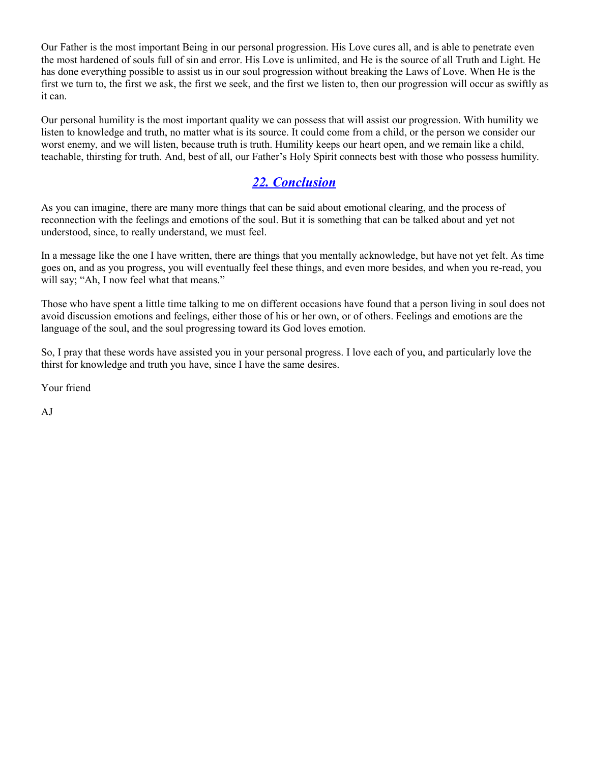Our Father is the most important Being in our personal progression. His Love cures all, and is able to penetrate even the most hardened of souls full of sin and error. His Love is unlimited, and He is the source of all Truth and Light. He has done everything possible to assist us in our soul progression without breaking the Laws of Love. When He is the first we turn to, the first we ask, the first we seek, and the first we listen to, then our progression will occur as swiftly as it can.

Our personal humility is the most important quality we can possess that will assist our progression. With humility we listen to knowledge and truth, no matter what is its source. It could come from a child, or the person we consider our worst enemy, and we will listen, because truth is truth. Humility keeps our heart open, and we remain like a child, teachable, thirsting for truth. And, best of all, our Father's Holy Spirit connects best with those who possess humility.

## *22. Conclusion*

As you can imagine, there are many more things that can be said about emotional clearing, and the process of reconnection with the feelings and emotions of the soul. But it is something that can be talked about and yet not understood, since, to really understand, we must feel.

In a message like the one I have written, there are things that you mentally acknowledge, but have not yet felt. As time goes on, and as you progress, you will eventually feel these things, and even more besides, and when you re-read, you will say; "Ah, I now feel what that means."

Those who have spent a little time talking to me on different occasions have found that a person living in soul does not avoid discussion emotions and feelings, either those of his or her own, or of others. Feelings and emotions are the language of the soul, and the soul progressing toward its God loves emotion.

So, I pray that these words have assisted you in your personal progress. I love each of you, and particularly love the thirst for knowledge and truth you have, since I have the same desires.

Your friend

AJ